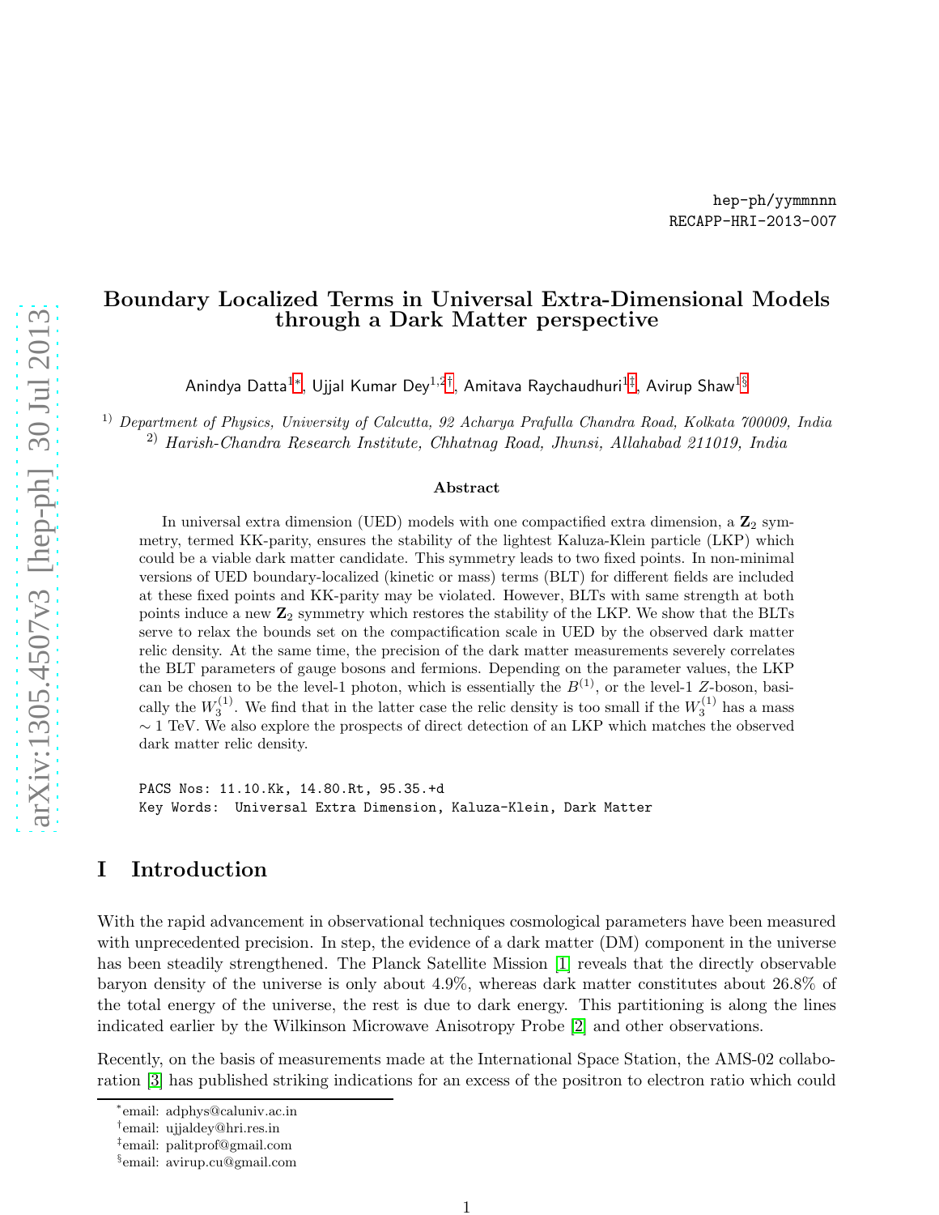hep-ph/yymmnnn
RECAPP-HRI-2013-007

# Boundary Localized Terms in Universal Extra-Dimensional Models through a Dark Matter perspective

Anindya Datta[1*], Ujjal Kumar Dey[1,2†], Amitava Raychaudhuri[1‡], Avirup Shaw[1§]

[1)] *Department of Physics, University of Calcutta, 92 Acharya Prafulla Chandra Road, Kolkata 700009, India*
[2)] *Harish-Chandra Research Institute, Chhatnag Road, Jhunsi, Allahabad 211019, India*

### Abstract

In universal extra dimension (UED) models with one compactified extra dimension, a $\mathbf{Z}_2$ symmetry, termed KK-parity, ensures the stability of the lightest Kaluza-Klein particle (LKP) which could be a viable dark matter candidate. This symmetry leads to two fixed points. In non-minimal versions of UED boundary-localized (kinetic or mass) terms (BLT) for different fields are included at these fixed points and KK-parity may be violated. However, BLTs with same strength at both points induce a new $\mathbf{Z}_2$ symmetry which restores the stability of the LKP. We show that the BLTs serve to relax the bounds set on the compactification scale in UED by the observed dark matter relic density. At the same time, the precision of the dark matter measurements severely correlates the BLT parameters of gauge bosons and fermions. Depending on the parameter values, the LKP can be chosen to be the level-1 photon, which is essentially the $B^{(1)}$, or the level-1 $Z$-boson, basically the $W_3^{(1)}$. We find that in the latter case the relic density is too small if the $W_3^{(1)}$ has a mass $\sim 1$ TeV. We also explore the prospects of direct detection of an LKP which matches the observed dark matter relic density.

```
PACS Nos: 11.10.Kk, 14.80.Rt, 95.35.+d
Key Words:  Universal Extra Dimension, Kaluza-Klein, Dark Matter
```

## I Introduction

With the rapid advancement in observational techniques cosmological parameters have been measured with unprecedented precision. In step, the evidence of a dark matter (DM) component in the universe has been steadily strengthened. The Planck Satellite Mission [1] reveals that the directly observable baryon density of the universe is only about 4.9%, whereas dark matter constitutes about 26.8% of the total energy of the universe, the rest is due to dark energy. This partitioning is along the lines indicated earlier by the Wilkinson Microwave Anisotropy Probe [2] and other observations.

Recently, on the basis of measurements made at the International Space Station, the AMS-02 collaboration [3] has published striking indications for an excess of the positron to electron ratio which could

---

*email: adphys@caluniv.ac.in
†email: ujjaldey@hri.res.in
‡email: palitprof@gmail.com
§email: avirup.cu@gmail.com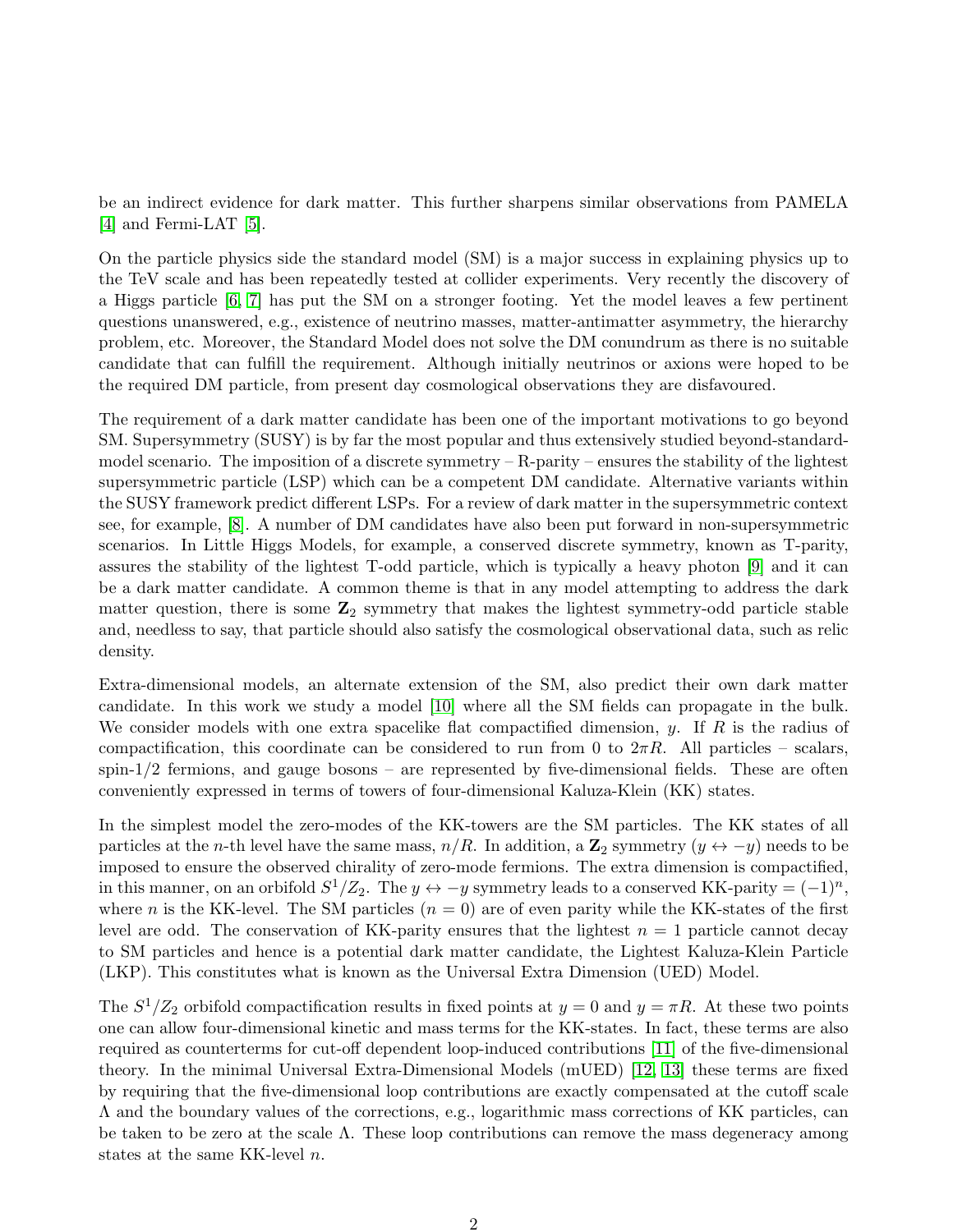be an indirect evidence for dark matter. This further sharpens similar observations from PAMELA [4] and Fermi-LAT [5].

On the particle physics side the standard model (SM) is a major success in explaining physics up to the TeV scale and has been repeatedly tested at collider experiments. Very recently the discovery of a Higgs particle [6, 7] has put the SM on a stronger footing. Yet the model leaves a few pertinent questions unanswered, e.g., existence of neutrino masses, matter-antimatter asymmetry, the hierarchy problem, etc. Moreover, the Standard Model does not solve the DM conundrum as there is no suitable candidate that can fulfill the requirement. Although initially neutrinos or axions were hoped to be the required DM particle, from present day cosmological observations they are disfavoured.

The requirement of a dark matter candidate has been one of the important motivations to go beyond SM. Supersymmetry (SUSY) is by far the most popular and thus extensively studied beyond-standard-model scenario. The imposition of a discrete symmetry – R-parity – ensures the stability of the lightest supersymmetric particle (LSP) which can be a competent DM candidate. Alternative variants within the SUSY framework predict different LSPs. For a review of dark matter in the supersymmetric context see, for example, [8]. A number of DM candidates have also been put forward in non-supersymmetric scenarios. In Little Higgs Models, for example, a conserved discrete symmetry, known as T-parity, assures the stability of the lightest T-odd particle, which is typically a heavy photon [9] and it can be a dark matter candidate. A common theme is that in any model attempting to address the dark matter question, there is some $\mathbf{Z}_2$ symmetry that makes the lightest symmetry-odd particle stable and, needless to say, that particle should also satisfy the cosmological observational data, such as relic density.

Extra-dimensional models, an alternate extension of the SM, also predict their own dark matter candidate. In this work we study a model [10] where all the SM fields can propagate in the bulk. We consider models with one extra spacelike flat compactified dimension, $y$. If $R$ is the radius of compactification, this coordinate can be considered to run from 0 to $2\pi R$. All particles – scalars, spin-1/2 fermions, and gauge bosons – are represented by five-dimensional fields. These are often conveniently expressed in terms of towers of four-dimensional Kaluza-Klein (KK) states.

In the simplest model the zero-modes of the KK-towers are the SM particles. The KK states of all particles at the $n$-th level have the same mass, $n/R$. In addition, a $\mathbf{Z}_2$ symmetry ($y \leftrightarrow -y$) needs to be imposed to ensure the observed chirality of zero-mode fermions. The extra dimension is compactified, in this manner, on an orbifold $S^1/Z_2$. The $y \leftrightarrow -y$ symmetry leads to a conserved KK-parity $= (-1)^n$, where $n$ is the KK-level. The SM particles ($n = 0$) are of even parity while the KK-states of the first level are odd. The conservation of KK-parity ensures that the lightest $n = 1$ particle cannot decay to SM particles and hence is a potential dark matter candidate, the Lightest Kaluza-Klein Particle (LKP). This constitutes what is known as the Universal Extra Dimension (UED) Model.

The $S^1/Z_2$ orbifold compactification results in fixed points at $y = 0$ and $y = \pi R$. At these two points one can allow four-dimensional kinetic and mass terms for the KK-states. In fact, these terms are also required as counterterms for cut-off dependent loop-induced contributions [11] of the five-dimensional theory. In the minimal Universal Extra-Dimensional Models (mUED) [12, 13] these terms are fixed by requiring that the five-dimensional loop contributions are exactly compensated at the cutoff scale $\Lambda$ and the boundary values of the corrections, e.g., logarithmic mass corrections of KK particles, can be taken to be zero at the scale $\Lambda$. These loop contributions can remove the mass degeneracy among states at the same KK-level $n$.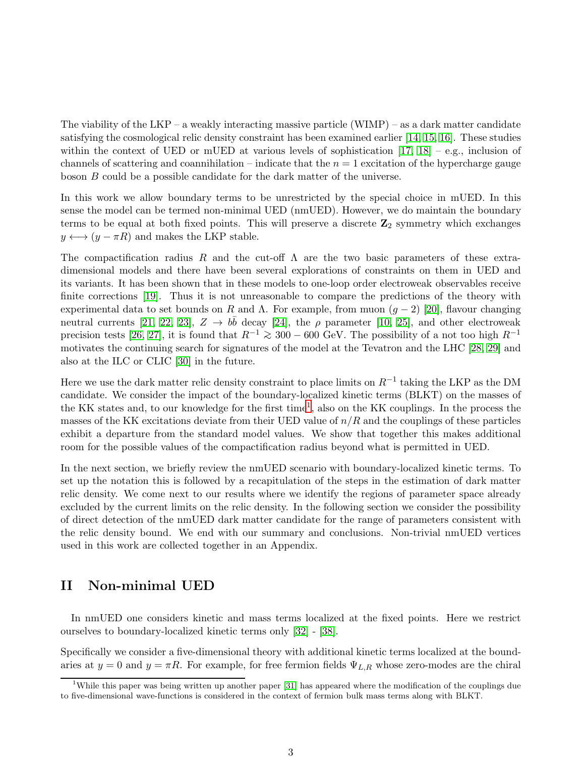The viability of the LKP – a weakly interacting massive particle (WIMP) – as a dark matter candidate satisfying the cosmological relic density constraint has been examined earlier [14, 15, 16]. These studies within the context of UED or mUED at various levels of sophistication [17, 18] – e.g., inclusion of channels of scattering and coannihilation – indicate that the $n = 1$ excitation of the hypercharge gauge boson $B$ could be a possible candidate for the dark matter of the universe.

In this work we allow boundary terms to be unrestricted by the special choice in mUED. In this sense the model can be termed non-minimal UED (nmUED). However, we do maintain the boundary terms to be equal at both fixed points. This will preserve a discrete $\mathbf{Z}_2$ symmetry which exchanges $y \longleftrightarrow (y - \pi R)$ and makes the LKP stable.

The compactification radius $R$ and the cut-off $\Lambda$ are the two basic parameters of these extra-dimensional models and there have been several explorations of constraints on them in UED and its variants. It has been shown that in these models to one-loop order electroweak observables receive finite corrections [19]. Thus it is not unreasonable to compare the predictions of the theory with experimental data to set bounds on $R$ and $\Lambda$. For example, from muon $(g-2)$ [20], flavour changing neutral currents [21, 22, 23], $Z \to b\bar{b}$ decay [24], the $\rho$ parameter [10, 25], and other electroweak precision tests [26, 27], it is found that $R^{-1} \gtrsim 300 - 600$ GeV. The possibility of a not too high $R^{-1}$ motivates the continuing search for signatures of the model at the Tevatron and the LHC [28, 29] and also at the ILC or CLIC [30] in the future.

Here we use the dark matter relic density constraint to place limits on $R^{-1}$ taking the LKP as the DM candidate. We consider the impact of the boundary-localized kinetic terms (BLKT) on the masses of the KK states and, to our knowledge for the first time[1], also on the KK couplings. In the process the masses of the KK excitations deviate from their UED value of $n/R$ and the couplings of these particles exhibit a departure from the standard model values. We show that together this makes additional room for the possible values of the compactification radius beyond what is permitted in UED.

In the next section, we briefly review the nmUED scenario with boundary-localized kinetic terms. To set up the notation this is followed by a recapitulation of the steps in the estimation of dark matter relic density. We come next to our results where we identify the regions of parameter space already excluded by the current limits on the relic density. In the following section we consider the possibility of direct detection of the nmUED dark matter candidate for the range of parameters consistent with the relic density bound. We end with our summary and conclusions. Non-trivial nmUED vertices used in this work are collected together in an Appendix.

## II Non-minimal UED

In nmUED one considers kinetic and mass terms localized at the fixed points. Here we restrict ourselves to boundary-localized kinetic terms only [32] - [38].

Specifically we consider a five-dimensional theory with additional kinetic terms localized at the boundaries at $y = 0$ and $y = \pi R$. For example, for free fermion fields $\Psi_{L,R}$ whose zero-modes are the chiral

[1] While this paper was being written up another paper [31] has appeared where the modification of the couplings due to five-dimensional wave-functions is considered in the context of fermion bulk mass terms along with BLKT.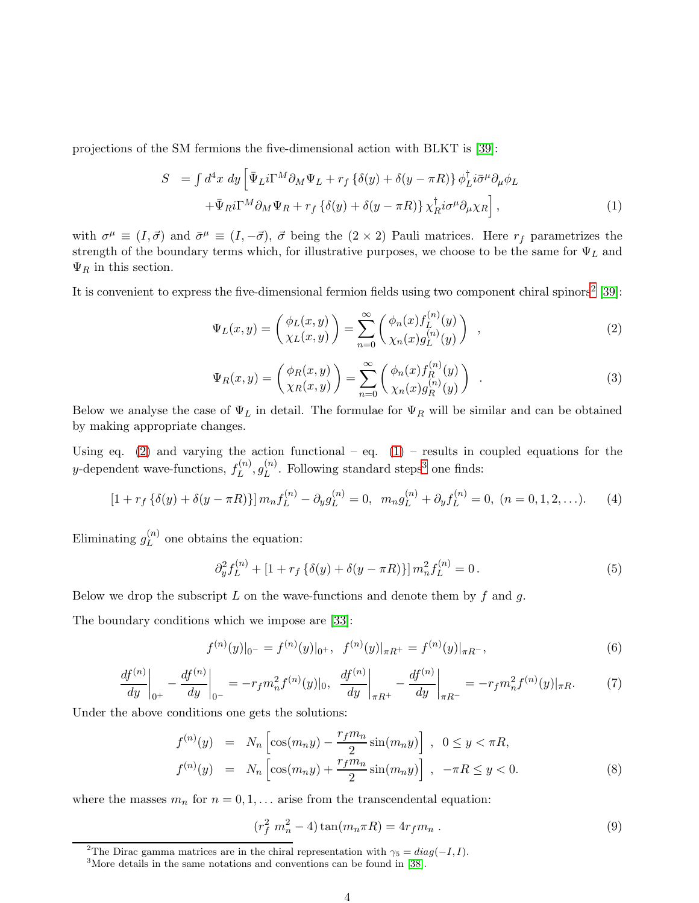projections of the SM fermions the five-dimensional action with BLKT is [39]:

$$
\begin{aligned}
S \;&= \int d^4x \; dy \Big[ \bar{\Psi}_L i\Gamma^M \partial_M \Psi_L + r_f \left\{ \delta(y) + \delta(y-\pi R) \right\} \phi_L^\dagger i \bar{\sigma}^\mu \partial_\mu \phi_L \\
&\quad + \bar{\Psi}_R i\Gamma^M \partial_M \Psi_R + r_f \left\{ \delta(y) + \delta(y-\pi R) \right\} \chi_R^\dagger i \sigma^\mu \partial_\mu \chi_R \Big] ,
\end{aligned} \tag{1}
$$

with $\sigma^\mu \equiv (I, \vec{\sigma})$ and $\bar{\sigma}^\mu \equiv (I, -\vec{\sigma})$, $\vec{\sigma}$ being the $(2\times 2)$ Pauli matrices. Here $r_f$ parametrizes the strength of the boundary terms which, for illustrative purposes, we choose to be the same for $\Psi_L$ and $\Psi_R$ in this section.

It is convenient to express the five-dimensional fermion fields using two component chiral spinors[2] [39]:

$$
\Psi_L(x,y) = \begin{pmatrix} \phi_L(x,y) \\ \chi_L(x,y) \end{pmatrix} = \sum_{n=0}^{\infty} \begin{pmatrix} \phi_n(x) f_L^{(n)}(y) \\ \chi_n(x) g_L^{(n)}(y) \end{pmatrix} \quad , \tag{2}
$$

$$
\Psi_R(x,y) = \begin{pmatrix} \phi_R(x,y) \\ \chi_R(x,y) \end{pmatrix} = \sum_{n=0}^{\infty} \begin{pmatrix} \phi_n(x) f_R^{(n)}(y) \\ \chi_n(x) g_R^{(n)}(y) \end{pmatrix} \quad . \tag{3}
$$

Below we analyse the case of $\Psi_L$ in detail. The formulae for $\Psi_R$ will be similar and can be obtained by making appropriate changes.

Using eq. (2) and varying the action functional – eq. (1) – results in coupled equations for the $y$-dependent wave-functions, $f_L^{(n)}, g_L^{(n)}$. Following standard steps[3] one finds:

$$
\left[1 + r_f \left\{ \delta(y) + \delta(y-\pi R) \right\}\right] m_n f_L^{(n)} - \partial_y g_L^{(n)} = 0, \;\; m_n g_L^{(n)} + \partial_y f_L^{(n)} = 0, \;\; (n = 0, 1, 2, \ldots). \tag{4}
$$

Eliminating $g_L^{(n)}$ one obtains the equation:

$$
\partial_y^2 f_L^{(n)} + \left[1 + r_f \left\{ \delta(y) + \delta(y-\pi R) \right\}\right] m_n^2 f_L^{(n)} = 0 \,. \tag{5}
$$

Below we drop the subscript $L$ on the wave-functions and denote them by $f$ and $g$.

The boundary conditions which we impose are [33]:

$$
f^{(n)}(y)|_{0^-} = f^{(n)}(y)|_{0^+}, \;\; f^{(n)}(y)|_{\pi R^+} = f^{(n)}(y)|_{\pi R^-}, \tag{6}
$$

$$
\left.\frac{df^{(n)}}{dy}\right|_{0^+} - \left.\frac{df^{(n)}}{dy}\right|_{0^-} = -r_f m_n^2 f^{(n)}(y)|_0, \;\; \left.\frac{df^{(n)}}{dy}\right|_{\pi R^+} - \left.\frac{df^{(n)}}{dy}\right|_{\pi R^-} = -r_f m_n^2 f^{(n)}(y)|_{\pi R}. \tag{7}
$$

Under the above conditions one gets the solutions:

$$
\begin{aligned}
f^{(n)}(y) &= N_n \left[ \cos(m_n y) - \frac{r_f m_n}{2} \sin(m_n y) \right] \;, \;\; 0 \le y < \pi R, \\
f^{(n)}(y) &= N_n \left[ \cos(m_n y) + \frac{r_f m_n}{2} \sin(m_n y) \right] \;, \;\; -\pi R \le y < 0.
\end{aligned} \tag{8}
$$

where the masses $m_n$ for $n = 0, 1, \ldots$ arise from the transcendental equation:

$$
(r_f^2 \; m_n^2 - 4) \tan(m_n \pi R) = 4 r_f m_n \,. \tag{9}
$$

---

[2] The Dirac gamma matrices are in the chiral representation with $\gamma_5 = diag(-I, I)$.

[3] More details in the same notations and conventions can be found in [38].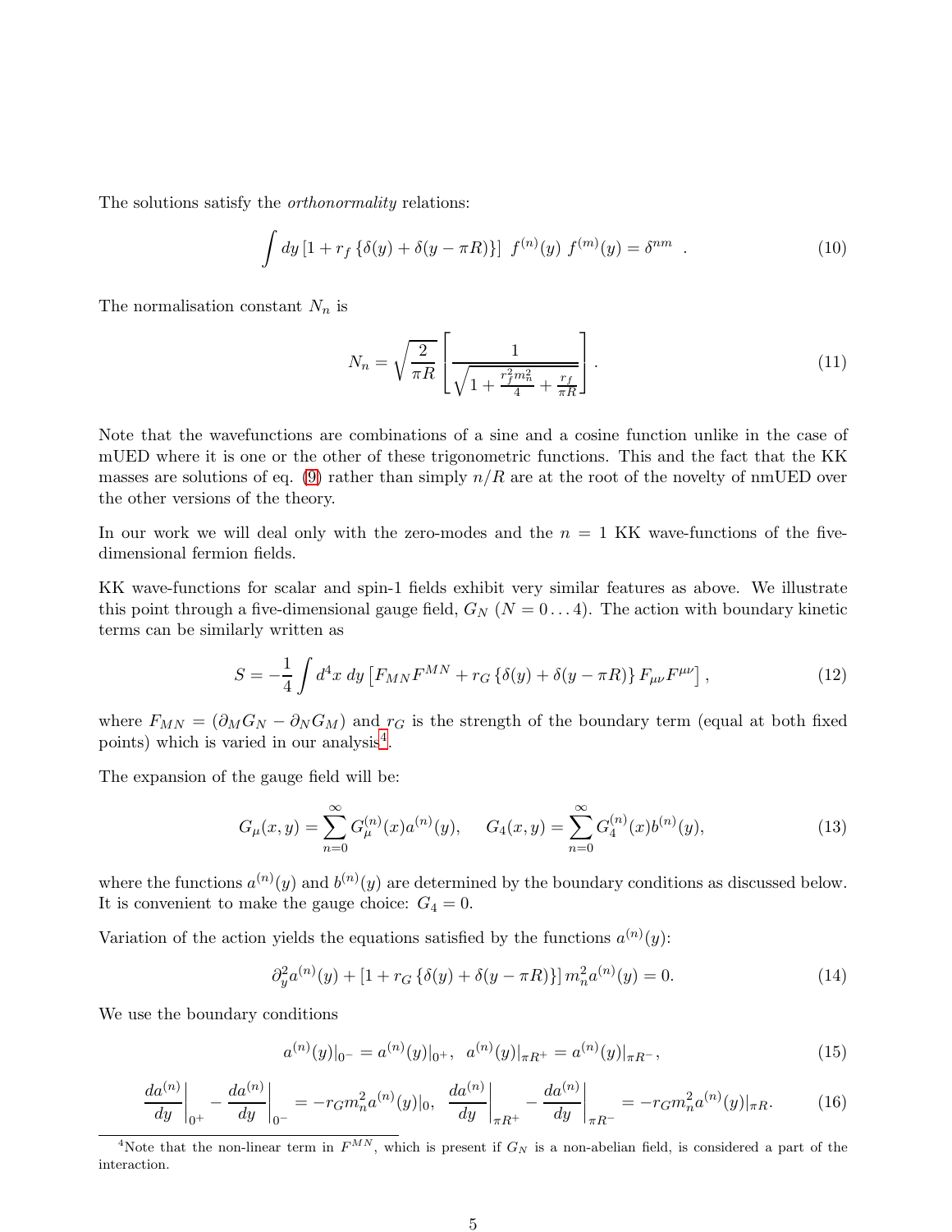The solutions satisfy the *orthonormality* relations:

$$\int dy \left[1 + r_f \left\{\delta(y) + \delta(y - \pi R)\right\}\right] \; f^{(n)}(y) \; f^{(m)}(y) = \delta^{nm} \quad . \tag{10}$$

The normalisation constant $N_n$ is

$$N_n = \sqrt{\frac{2}{\pi R}} \left[ \frac{1}{\sqrt{1 + \frac{r_f^2 m_n^2}{4} + \frac{r_f}{\pi R}}} \right] . \tag{11}$$

Note that the wavefunctions are combinations of a sine and a cosine function unlike in the case of mUED where it is one or the other of these trigonometric functions. This and the fact that the KK masses are solutions of eq. (9) rather than simply $n/R$ are at the root of the novelty of nmUED over the other versions of the theory.

In our work we will deal only with the zero-modes and the $n = 1$ KK wave-functions of the five-dimensional fermion fields.

KK wave-functions for scalar and spin-1 fields exhibit very similar features as above. We illustrate this point through a five-dimensional gauge field, $G_N$ ($N = 0 \ldots 4$). The action with boundary kinetic terms can be similarly written as

$$S = -\frac{1}{4} \int d^4x \; dy \left[ F_{MN} F^{MN} + r_G \left\{\delta(y) + \delta(y - \pi R)\right\} F_{\mu\nu} F^{\mu\nu} \right], \tag{12}$$

where $F_{MN} = (\partial_M G_N - \partial_N G_M)$ and $r_G$ is the strength of the boundary term (equal at both fixed points) which is varied in our analysis[4].

The expansion of the gauge field will be:

$$G_\mu(x, y) = \sum_{n=0}^{\infty} G_\mu^{(n)}(x) a^{(n)}(y), \quad G_4(x, y) = \sum_{n=0}^{\infty} G_4^{(n)}(x) b^{(n)}(y), \tag{13}$$

where the functions $a^{(n)}(y)$ and $b^{(n)}(y)$ are determined by the boundary conditions as discussed below. It is convenient to make the gauge choice: $G_4 = 0$.

Variation of the action yields the equations satisfied by the functions $a^{(n)}(y)$:

$$\partial_y^2 a^{(n)}(y) + \left[1 + r_G \left\{\delta(y) + \delta(y - \pi R)\right\}\right] m_n^2 a^{(n)}(y) = 0. \tag{14}$$

We use the boundary conditions

$$a^{(n)}(y)|_{0^-} = a^{(n)}(y)|_{0^+}, \;\; a^{(n)}(y)|_{\pi R^+} = a^{(n)}(y)|_{\pi R^-}, \tag{15}$$

$$\left.\frac{da^{(n)}}{dy}\right|_{0^+} - \left.\frac{da^{(n)}}{dy}\right|_{0^-} = -r_G m_n^2 a^{(n)}(y)|_0, \;\; \left.\frac{da^{(n)}}{dy}\right|_{\pi R^+} - \left.\frac{da^{(n)}}{dy}\right|_{\pi R^-} = -r_G m_n^2 a^{(n)}(y)|_{\pi R}. \tag{16}$$

[4]Note that the non-linear term in $F^{MN}$, which is present if $G_N$ is a non-abelian field, is considered a part of the interaction.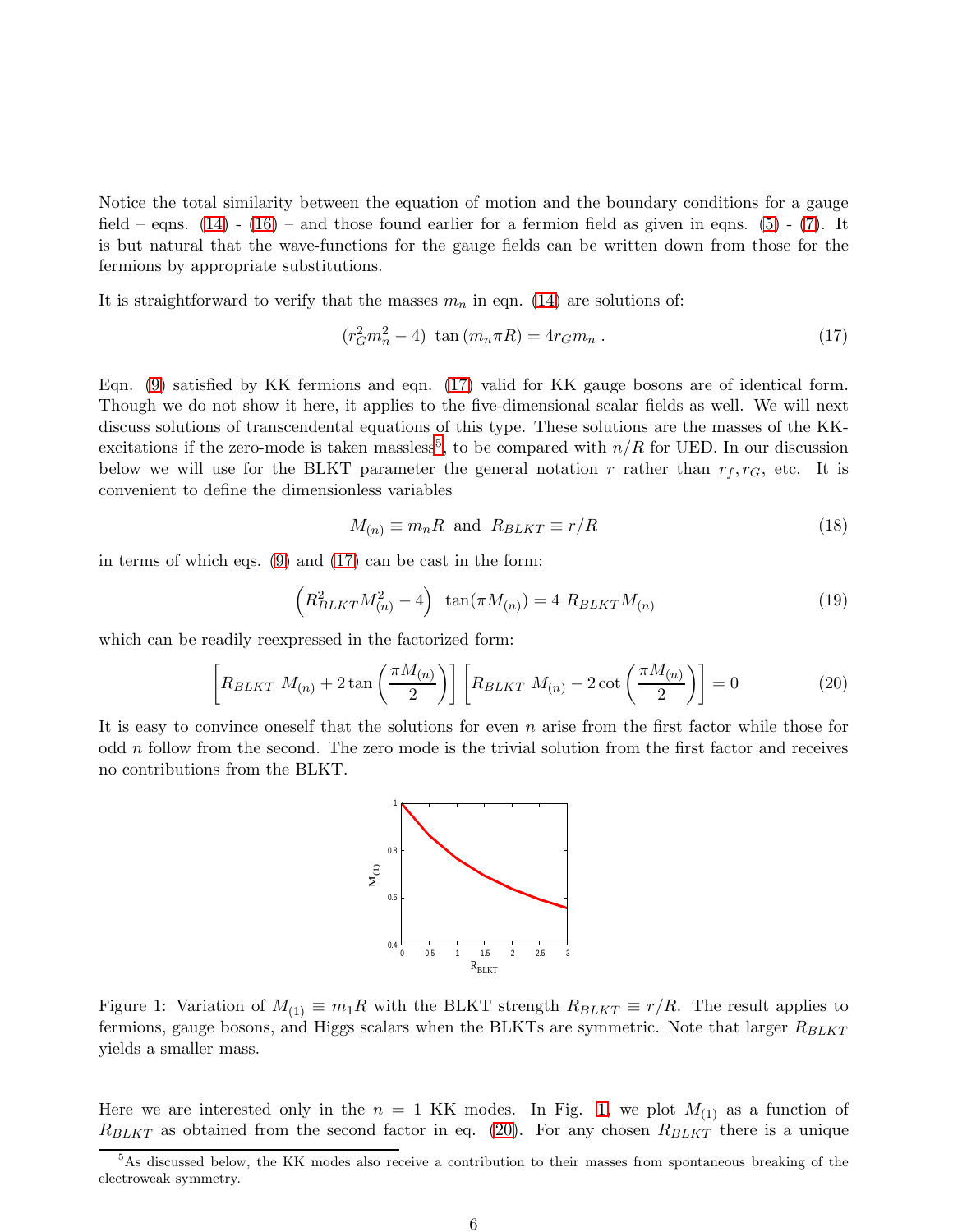Notice the total similarity between the equation of motion and the boundary conditions for a gauge field – eqns. (14) - (16) – and those found earlier for a fermion field as given in eqns. (5) - (7). It is but natural that the wave-functions for the gauge fields can be written down from those for the fermions by appropriate substitutions.

It is straightforward to verify that the masses $m_n$ in eqn. (14) are solutions of:

$$(r_G^2 m_n^2 - 4)\ \tan(m_n \pi R) = 4 r_G m_n\ . \tag{17}$$

Eqn. (9) satisfied by KK fermions and eqn. (17) valid for KK gauge bosons are of identical form. Though we do not show it here, it applies to the five-dimensional scalar fields as well. We will next discuss solutions of transcendental equations of this type. These solutions are the masses of the KK-excitations if the zero-mode is taken massless[5], to be compared with $n/R$ for UED. In our discussion below we will use for the BLKT parameter the general notation $r$ rather than $r_f, r_G$, etc. It is convenient to define the dimensionless variables

$$M_{(n)} \equiv m_n R \ \text{ and } \ R_{BLKT} \equiv r/R \tag{18}$$

in terms of which eqs. (9) and (17) can be cast in the form:

$$\left(R_{BLKT}^2 M_{(n)}^2 - 4\right)\ \tan(\pi M_{(n)}) = 4\ R_{BLKT} M_{(n)} \tag{19}$$

which can be readily reexpressed in the factorized form:

$$\left[R_{BLKT}\ M_{(n)} + 2\tan\left(\frac{\pi M_{(n)}}{2}\right)\right]\left[R_{BLKT}\ M_{(n)} - 2\cot\left(\frac{\pi M_{(n)}}{2}\right)\right] = 0 \tag{20}$$

It is easy to convince oneself that the solutions for even $n$ arise from the first factor while those for odd $n$ follow from the second. The zero mode is the trivial solution from the first factor and receives no contributions from the BLKT.

Figure 1: Variation of $M_{(1)} \equiv m_1 R$ with the BLKT strength $R_{BLKT} \equiv r/R$. The result applies to fermions, gauge bosons, and Higgs scalars when the BLKTs are symmetric. Note that larger $R_{BLKT}$ yields a smaller mass.

Here we are interested only in the $n = 1$ KK modes. In Fig. 1, we plot $M_{(1)}$ as a function of $R_{BLKT}$ as obtained from the second factor in eq. (20). For any chosen $R_{BLKT}$ there is a unique

[5] As discussed below, the KK modes also receive a contribution to their masses from spontaneous breaking of the electroweak symmetry.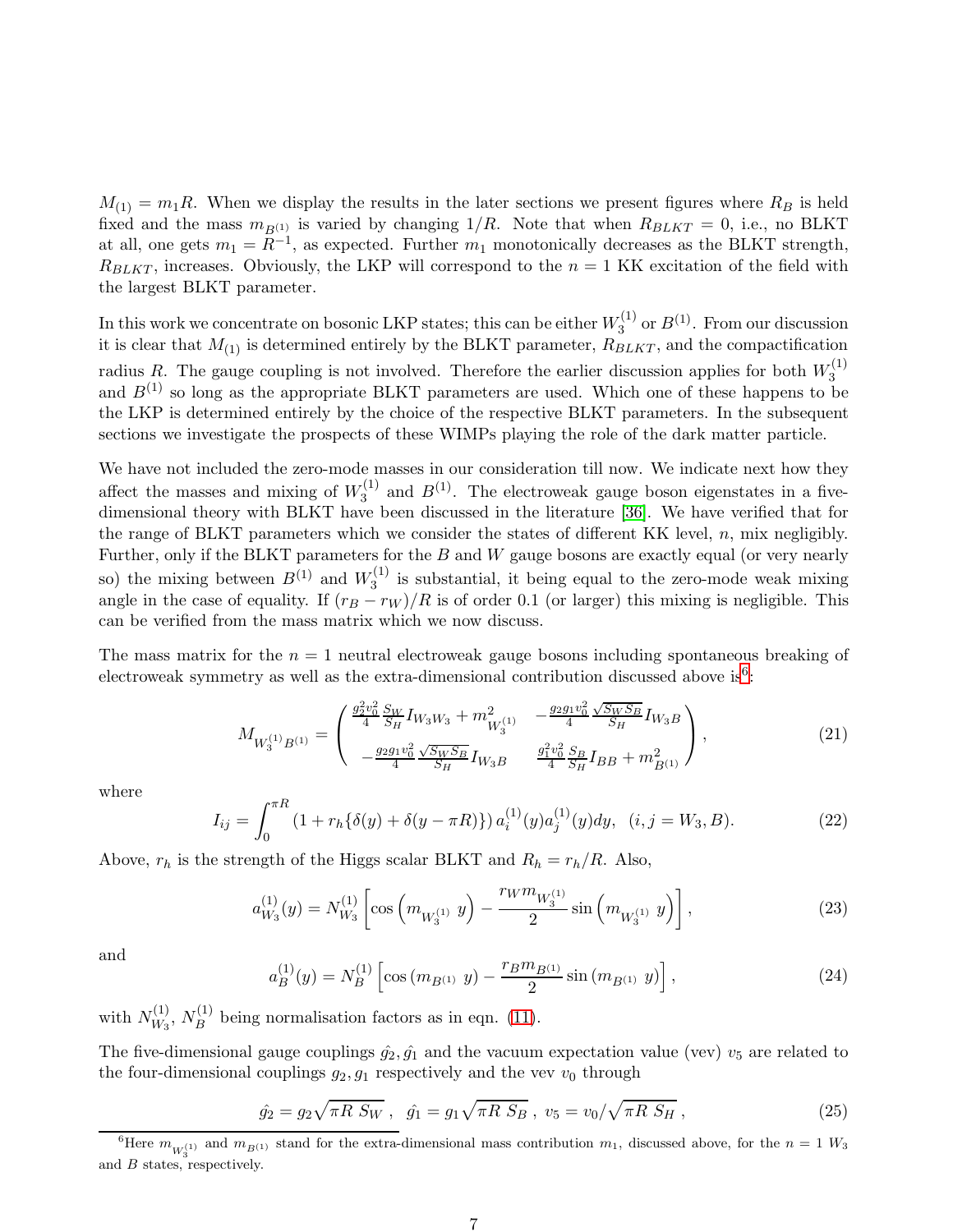$M_{(1)} = m_1 R$. When we display the results in the later sections we present figures where $R_B$ is held fixed and the mass $m_{B^{(1)}}$ is varied by changing $1/R$. Note that when $R_{BLKT} = 0$, i.e., no BLKT at all, one gets $m_1 = R^{-1}$, as expected. Further $m_1$ monotonically decreases as the BLKT strength, $R_{BLKT}$, increases. Obviously, the LKP will correspond to the $n = 1$ KK excitation of the field with the largest BLKT parameter.

In this work we concentrate on bosonic LKP states; this can be either $W_3^{(1)}$ or $B^{(1)}$. From our discussion it is clear that $M_{(1)}$ is determined entirely by the BLKT parameter, $R_{BLKT}$, and the compactification radius $R$. The gauge coupling is not involved. Therefore the earlier discussion applies for both $W_3^{(1)}$ and $B^{(1)}$ so long as the appropriate BLKT parameters are used. Which one of these happens to be the LKP is determined entirely by the choice of the respective BLKT parameters. In the subsequent sections we investigate the prospects of these WIMPs playing the role of the dark matter particle.

We have not included the zero-mode masses in our consideration till now. We indicate next how they affect the masses and mixing of $W_3^{(1)}$ and $B^{(1)}$. The electroweak gauge boson eigenstates in a five-dimensional theory with BLKT have been discussed in the literature [36]. We have verified that for the range of BLKT parameters which we consider the states of different KK level, $n$, mix negligibly. Further, only if the BLKT parameters for the $B$ and $W$ gauge bosons are exactly equal (or very nearly so) the mixing between $B^{(1)}$ and $W_3^{(1)}$ is substantial, it being equal to the zero-mode weak mixing angle in the case of equality. If $(r_B - r_W)/R$ is of order 0.1 (or larger) this mixing is negligible. This can be verified from the mass matrix which we now discuss.

The mass matrix for the $n = 1$ neutral electroweak gauge bosons including spontaneous breaking of electroweak symmetry as well as the extra-dimensional contribution discussed above is[6]:

$$
M_{W_3^{(1)}B^{(1)}} = \begin{pmatrix} \frac{g_2^2 v_0^2}{4}\frac{S_W}{S_H} I_{W_3W_3} + m^2_{W_3^{(1)}} & -\frac{g_2 g_1 v_0^2}{4}\frac{\sqrt{S_W S_B}}{S_H} I_{W_3B} \\ -\frac{g_2 g_1 v_0^2}{4}\frac{\sqrt{S_W S_B}}{S_H} I_{W_3B} & \frac{g_1^2 v_0^2}{4}\frac{S_B}{S_H} I_{BB} + m^2_{B^{(1)}} \end{pmatrix}, \tag{21}
$$

where

$$
I_{ij} = \int_0^{\pi R} \left(1 + r_h\{\delta(y) + \delta(y - \pi R)\}\right) a_i^{(1)}(y) a_j^{(1)}(y) dy, \quad (i, j = W_3, B). \tag{22}
$$

Above, $r_h$ is the strength of the Higgs scalar BLKT and $R_h = r_h/R$. Also,

$$
a_{W_3}^{(1)}(y) = N_{W_3}^{(1)} \left[\cos\left(m_{W_3^{(1)}}\, y\right) - \frac{r_W m_{W_3^{(1)}}}{2} \sin\left(m_{W_3^{(1)}}\, y\right)\right], \tag{23}
$$

and

$$
a_B^{(1)}(y) = N_B^{(1)} \left[\cos\left(m_{B^{(1)}}\, y\right) - \frac{r_B m_{B^{(1)}}}{2} \sin\left(m_{B^{(1)}}\, y\right)\right], \tag{24}
$$

with $N_{W_3}^{(1)}$, $N_B^{(1)}$ being normalisation factors as in eqn. (11).

The five-dimensional gauge couplings $\hat{g}_2, \hat{g}_1$ and the vacuum expectation value (vev) $v_5$ are related to the four-dimensional couplings $g_2, g_1$ respectively and the vev $v_0$ through

$$
\hat{g}_2 = g_2\sqrt{\pi R\, S_W}\ , \ \ \hat{g}_1 = g_1\sqrt{\pi R\, S_B}\ , \ \ v_5 = v_0/\sqrt{\pi R\, S_H}\ , \tag{25}
$$

[6] Here $m_{W_3^{(1)}}$ and $m_{B^{(1)}}$ stand for the extra-dimensional mass contribution $m_1$, discussed above, for the $n = 1$ $W_3$ and $B$ states, respectively.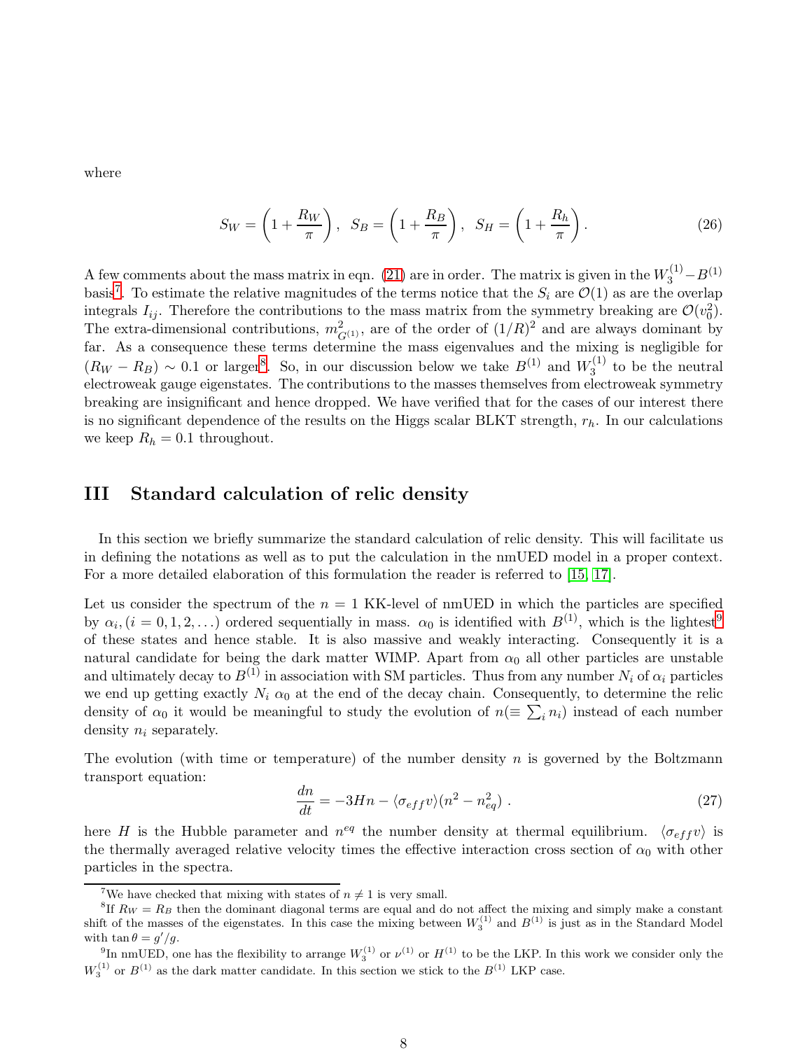where

$$S_W = \left(1 + \frac{R_W}{\pi}\right), \;\; S_B = \left(1 + \frac{R_B}{\pi}\right), \;\; S_H = \left(1 + \frac{R_h}{\pi}\right). \tag{26}$$

A few comments about the mass matrix in eqn. (21) are in order. The matrix is given in the $W_3^{(1)} - B^{(1)}$ basis[7]. To estimate the relative magnitudes of the terms notice that the $S_i$ are $\mathcal{O}(1)$ as are the overlap integrals $I_{ij}$. Therefore the contributions to the mass matrix from the symmetry breaking are $\mathcal{O}(v_0^2)$. The extra-dimensional contributions, $m^2_{G^{(1)}}$, are of the order of $(1/R)^2$ and are always dominant by far. As a consequence these terms determine the mass eigenvalues and the mixing is negligible for $(R_W - R_B) \sim 0.1$ or larger[8]. So, in our discussion below we take $B^{(1)}$ and $W_3^{(1)}$ to be the neutral electroweak gauge eigenstates. The contributions to the masses themselves from electroweak symmetry breaking are insignificant and hence dropped. We have verified that for the cases of our interest there is no significant dependence of the results on the Higgs scalar BLKT strength, $r_h$. In our calculations we keep $R_h = 0.1$ throughout.

## III Standard calculation of relic density

In this section we briefly summarize the standard calculation of relic density. This will facilitate us in defining the notations as well as to put the calculation in the nmUED model in a proper context. For a more detailed elaboration of this formulation the reader is referred to [15, 17].

Let us consider the spectrum of the $n = 1$ KK-level of nmUED in which the particles are specified by $\alpha_i, (i = 0, 1, 2, \ldots)$ ordered sequentially in mass. $\alpha_0$ is identified with $B^{(1)}$, which is the lightest[9] of these states and hence stable. It is also massive and weakly interacting. Consequently it is a natural candidate for being the dark matter WIMP. Apart from $\alpha_0$ all other particles are unstable and ultimately decay to $B^{(1)}$ in association with SM particles. Thus from any number $N_i$ of $\alpha_i$ particles we end up getting exactly $N_i$ $\alpha_0$ at the end of the decay chain. Consequently, to determine the relic density of $\alpha_0$ it would be meaningful to study the evolution of $n (\equiv \sum_i n_i)$ instead of each number density $n_i$ separately.

The evolution (with time or temperature) of the number density $n$ is governed by the Boltzmann transport equation:

$$\frac{dn}{dt} = -3Hn - \langle \sigma_{eff} v \rangle (n^2 - n_{eq}^2) \; . \tag{27}$$

here $H$ is the Hubble parameter and $n^{eq}$ the number density at thermal equilibrium. $\langle \sigma_{eff} v \rangle$ is the thermally averaged relative velocity times the effective interaction cross section of $\alpha_0$ with other particles in the spectra.

---

[7] We have checked that mixing with states of $n \neq 1$ is very small.

[8] If $R_W = R_B$ then the dominant diagonal terms are equal and do not affect the mixing and simply make a constant shift of the masses of the eigenstates. In this case the mixing between $W_3^{(1)}$ and $B^{(1)}$ is just as in the Standard Model with $\tan\theta = g'/g$.

[9] In nmUED, one has the flexibility to arrange $W_3^{(1)}$ or $\nu^{(1)}$ or $H^{(1)}$ to be the LKP. In this work we consider only the $W_3^{(1)}$ or $B^{(1)}$ as the dark matter candidate. In this section we stick to the $B^{(1)}$ LKP case.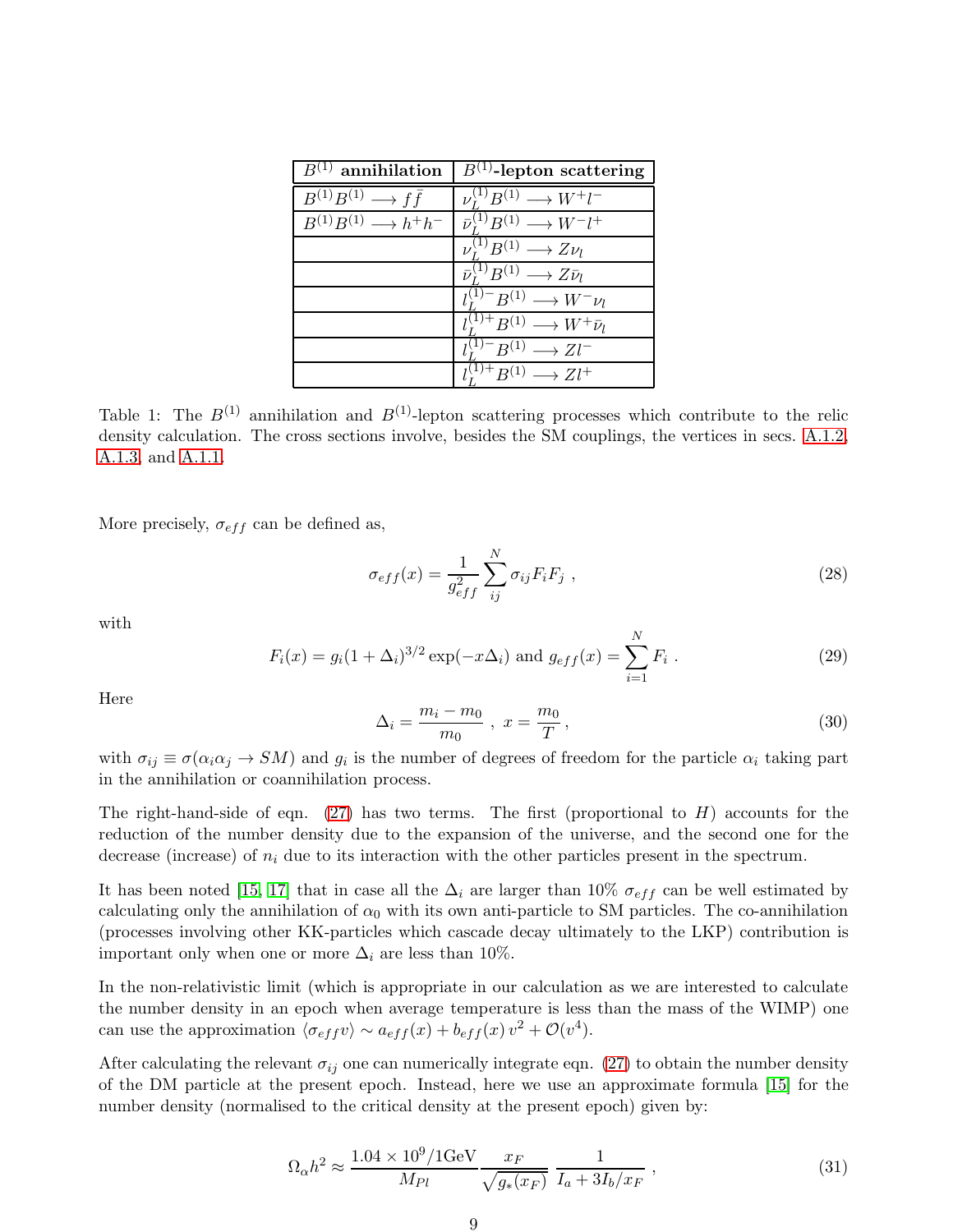| $B^{(1)}$ **annihilation** | $B^{(1)}$**-lepton scattering** |
| --- | --- |
| $B^{(1)}B^{(1)} \longrightarrow f\bar{f}$ | $\nu_L^{(1)}B^{(1)} \longrightarrow W^+l^-$ |
| $B^{(1)}B^{(1)} \longrightarrow h^+h^-$ | $\bar{\nu}_L^{(1)}B^{(1)} \longrightarrow W^-l^+$ |
| | $\nu_L^{(1)}B^{(1)} \longrightarrow Z\nu_l$ |
| | $\bar{\nu}_L^{(1)}B^{(1)} \longrightarrow Z\bar{\nu}_l$ |
| | $l_L^{(1)-}B^{(1)} \longrightarrow W^-\nu_l$ |
| | $l_L^{(1)+}B^{(1)} \longrightarrow W^+\bar{\nu}_l$ |
| | $l_L^{(1)-}B^{(1)} \longrightarrow Zl^-$ |
| | $l_L^{(1)+}B^{(1)} \longrightarrow Zl^+$ |

Table 1: The $B^{(1)}$ annihilation and $B^{(1)}$-lepton scattering processes which contribute to the relic density calculation. The cross sections involve, besides the SM couplings, the vertices in secs. A.1.2, A.1.3, and A.1.1.

More precisely, $\sigma_{eff}$ can be defined as,

$$\sigma_{eff}(x) = \frac{1}{g_{eff}^2} \sum_{ij}^{N} \sigma_{ij} F_i F_j \ , \tag{28}$$

with

$$F_i(x) = g_i(1+\Delta_i)^{3/2} \exp(-x\Delta_i) \text{ and } g_{eff}(x) = \sum_{i=1}^{N} F_i \ . \tag{29}$$

Here

$$\Delta_i = \frac{m_i - m_0}{m_0} \ , \ x = \frac{m_0}{T} \,, \tag{30}$$

with $\sigma_{ij} \equiv \sigma(\alpha_i \alpha_j \to SM)$ and $g_i$ is the number of degrees of freedom for the particle $\alpha_i$ taking part in the annihilation or coannihilation process.

The right-hand-side of eqn. (27) has two terms. The first (proportional to $H$) accounts for the reduction of the number density due to the expansion of the universe, and the second one for the decrease (increase) of $n_i$ due to its interaction with the other particles present in the spectrum.

It has been noted [15, 17] that in case all the $\Delta_i$ are larger than 10% $\sigma_{eff}$ can be well estimated by calculating only the annihilation of $\alpha_0$ with its own anti-particle to SM particles. The co-annihilation (processes involving other KK-particles which cascade decay ultimately to the LKP) contribution is important only when one or more $\Delta_i$ are less than 10%.

In the non-relativistic limit (which is appropriate in our calculation as we are interested to calculate the number density in an epoch when average temperature is less than the mass of the WIMP) one can use the approximation $\langle \sigma_{eff} v \rangle \sim a_{eff}(x) + b_{eff}(x)\, v^2 + \mathcal{O}(v^4)$.

After calculating the relevant $\sigma_{ij}$ one can numerically integrate eqn. (27) to obtain the number density of the DM particle at the present epoch. Instead, here we use an approximate formula [15] for the number density (normalised to the critical density at the present epoch) given by:

$$\Omega_\alpha h^2 \approx \frac{1.04 \times 10^9/1\text{GeV}}{M_{Pl}} \frac{x_F}{\sqrt{g_*(x_F)}} \frac{1}{I_a + 3I_b/x_F} \ , \tag{31}$$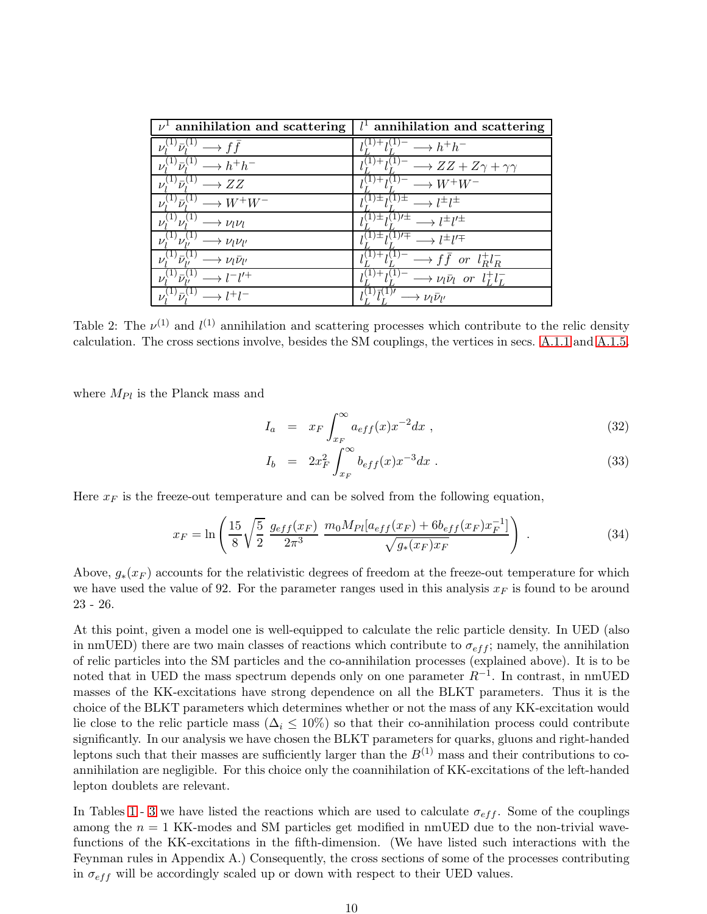| $\nu^1$ **annihilation and scattering** | $l^1$ **annihilation and scattering** |
|---|---|
| $\nu_l^{(1)}\bar{\nu}_l^{(1)} \longrightarrow f\bar{f}$ | $l_L^{(1)+}l_L^{(1)-} \longrightarrow h^+h^-$ |
| $\nu_l^{(1)}\bar{\nu}_l^{(1)} \longrightarrow h^+h^-$ | $l_L^{(1)+}l_L^{(1)-} \longrightarrow ZZ + Z\gamma + \gamma\gamma$ |
| $\nu_l^{(1)}\bar{\nu}_l^{(1)} \longrightarrow ZZ$ | $l_L^{(1)+}l_L^{(1)-} \longrightarrow W^+W^-$ |
| $\nu_l^{(1)}\bar{\nu}_l^{(1)} \longrightarrow W^+W^-$ | $l_L^{(1)\pm}l_L^{(1)\pm} \longrightarrow l^\pm l^\pm$ |
| $\nu_l^{(1)}\nu_l^{(1)} \longrightarrow \nu_l\nu_l$ | $l_L^{(1)\pm}l_L^{(1)\prime\pm} \longrightarrow l^\pm l'^\pm$ |
| $\nu_l^{(1)}\nu_{l'}^{(1)} \longrightarrow \nu_l\nu_{l'}$ | $l_L^{(1)\pm}l_L^{(1)\prime\mp} \longrightarrow l^\pm l'^\mp$ |
| $\nu_l^{(1)}\bar{\nu}_{l'}^{(1)} \longrightarrow \nu_l\bar{\nu}_{l'}$ | $l_L^{(1)+}l_L^{(1)-} \longrightarrow f\bar{f}$ *or* $l_R^+l_R^-$ |
| $\nu_l^{(1)}\bar{\nu}_{l'}^{(1)} \longrightarrow l^-l'^+$ | $l_L^{(1)+}l_L^{(1)-} \longrightarrow \nu_l\bar{\nu}_l$ *or* $l_L^+l_L^-$ |
| $\nu_l^{(1)}\bar{\nu}_l^{(1)} \longrightarrow l^+l^-$ | $l_L^{(1)}\bar{l}_L^{(1)\prime} \longrightarrow \nu_l\bar{\nu}_{l'}$ |

Table 2: The $\nu^{(1)}$ and $l^{(1)}$ annihilation and scattering processes which contribute to the relic density calculation. The cross sections involve, besides the SM couplings, the vertices in secs. A.1.1 and A.1.5.

where $M_{Pl}$ is the Planck mass and

$$I_a = x_F \int_{x_F}^{\infty} a_{eff}(x) x^{-2} dx \; , \tag{32}$$

$$I_b = 2x_F^2 \int_{x_F}^{\infty} b_{eff}(x) x^{-3} dx \; . \tag{33}$$

Here $x_F$ is the freeze-out temperature and can be solved from the following equation,

$$x_F = \ln\left(\frac{15}{8}\sqrt{\frac{5}{2}}\;\frac{g_{eff}(x_F)}{2\pi^3}\;\frac{m_0 M_{Pl}[a_{eff}(x_F) + 6b_{eff}(x_F)x_F^{-1}]}{\sqrt{g_*(x_F)x_F}}\right) \; . \tag{34}$$

Above, $g_*(x_F)$ accounts for the relativistic degrees of freedom at the freeze-out temperature for which we have used the value of 92. For the parameter ranges used in this analysis $x_F$ is found to be around 23 - 26.

At this point, given a model one is well-equipped to calculate the relic particle density. In UED (also in nmUED) there are two main classes of reactions which contribute to $\sigma_{eff}$; namely, the annihilation of relic particles into the SM particles and the co-annihilation processes (explained above). It is to be noted that in UED the mass spectrum depends only on one parameter $R^{-1}$. In contrast, in nmUED masses of the KK-excitations have strong dependence on all the BLKT parameters. Thus it is the choice of the BLKT parameters which determines whether or not the mass of any KK-excitation would lie close to the relic particle mass ($\Delta_i \leq 10\%$) so that their co-annihilation process could contribute significantly. In our analysis we have chosen the BLKT parameters for quarks, gluons and right-handed leptons such that their masses are sufficiently larger than the $B^{(1)}$ mass and their contributions to co-annihilation are negligible. For this choice only the coannihilation of KK-excitations of the left-handed lepton doublets are relevant.

In Tables 1 - 3 we have listed the reactions which are used to calculate $\sigma_{eff}$. Some of the couplings among the $n = 1$ KK-modes and SM particles get modified in nmUED due to the non-trivial wave-functions of the KK-excitations in the fifth-dimension. (We have listed such interactions with the Feynman rules in Appendix A.) Consequently, the cross sections of some of the processes contributing in $\sigma_{eff}$ will be accordingly scaled up or down with respect to their UED values.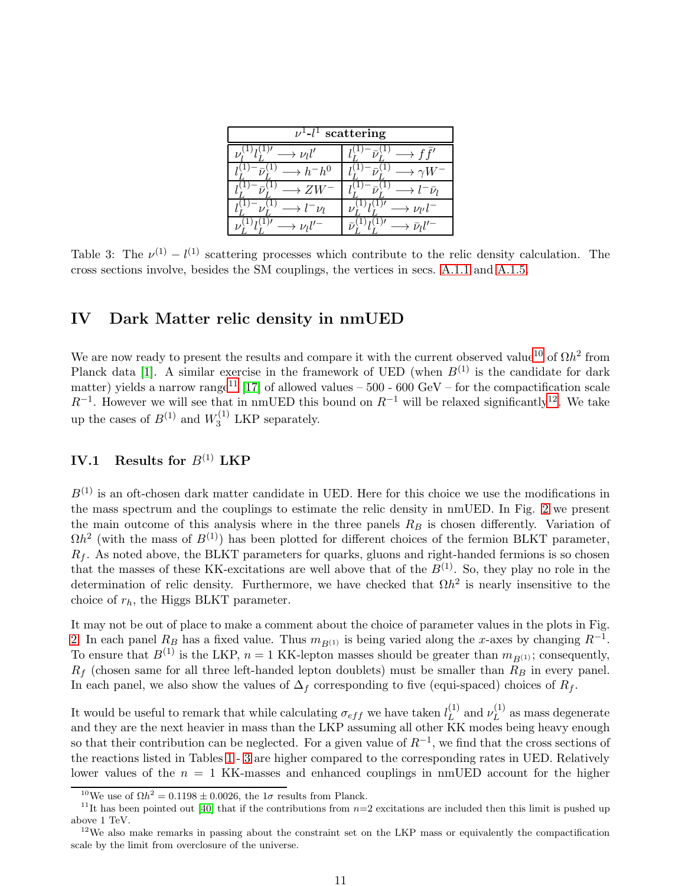| $\nu^1$-$l^1$ scattering | |
|---|---|
| $\nu_l^{(1)} l_L^{(1)\prime} \longrightarrow \nu_l l'$ | $l_L^{(1)-} \bar{\nu}_L^{(1)} \longrightarrow f\bar{f}'$ |
| $l_L^{(1)-} \bar{\nu}_L^{(1)} \longrightarrow h^- h^0$ | $l_L^{(1)-} \bar{\nu}_L^{(1)} \longrightarrow \gamma W^-$ |
| $l_L^{(1)-} \bar{\nu}_L^{(1)} \longrightarrow Z W^-$ | $l_L^{(1)-} \bar{\nu}_L^{(1)} \longrightarrow l^- \bar{\nu}_l$ |
| $l_L^{(1)-} \nu_L^{(1)} \longrightarrow l^- \nu_l$ | $\nu_L^{(1)} l_L^{(1)\prime} \longrightarrow \nu_{l'} l^-$ |
| $\nu_L^{(1)} l_L^{(1)\prime} \longrightarrow \nu_l l'^-$ | $\bar{\nu}_L^{(1)} l_L^{(1)\prime} \longrightarrow \bar{\nu}_l l'^-$ |

Table 3: The $\nu^{(1)} - l^{(1)}$ scattering processes which contribute to the relic density calculation. The cross sections involve, besides the SM couplings, the vertices in secs. A.1.1 and A.1.5.

## IV Dark Matter relic density in nmUED

We are now ready to present the results and compare it with the current observed value[10] of $\Omega h^2$ from Planck data [1]. A similar exercise in the framework of UED (when $B^{(1)}$ is the candidate for dark matter) yields a narrow range[11] [17] of allowed values – 500 - 600 GeV – for the compactification scale $R^{-1}$. However we will see that in nmUED this bound on $R^{-1}$ will be relaxed significantly[12]. We take up the cases of $B^{(1)}$ and $W_3^{(1)}$ LKP separately.

### IV.1 Results for $B^{(1)}$ LKP

$B^{(1)}$ is an oft-chosen dark matter candidate in UED. Here for this choice we use the modifications in the mass spectrum and the couplings to estimate the relic density in nmUED. In Fig. 2 we present the main outcome of this analysis where in the three panels $R_B$ is chosen differently. Variation of $\Omega h^2$ (with the mass of $B^{(1)}$) has been plotted for different choices of the fermion BLKT parameter, $R_f$. As noted above, the BLKT parameters for quarks, gluons and right-handed fermions is so chosen that the masses of these KK-excitations are well above that of the $B^{(1)}$. So, they play no role in the determination of relic density. Furthermore, we have checked that $\Omega h^2$ is nearly insensitive to the choice of $r_h$, the Higgs BLKT parameter.

It may not be out of place to make a comment about the choice of parameter values in the plots in Fig. 2. In each panel $R_B$ has a fixed value. Thus $m_{B^{(1)}}$ is being varied along the $x$-axes by changing $R^{-1}$. To ensure that $B^{(1)}$ is the LKP, $n = 1$ KK-lepton masses should be greater than $m_{B^{(1)}}$; consequently, $R_f$ (chosen same for all three left-handed lepton doublets) must be smaller than $R_B$ in every panel. In each panel, we also show the values of $\Delta_f$ corresponding to five (equi-spaced) choices of $R_f$.

It would be useful to remark that while calculating $\sigma_{eff}$ we have taken $l_L^{(1)}$ and $\nu_L^{(1)}$ as mass degenerate and they are the next heavier in mass than the LKP assuming all other KK modes being heavy enough so that their contribution can be neglected. For a given value of $R^{-1}$, we find that the cross sections of the reactions listed in Tables 1 - 3 are higher compared to the corresponding rates in UED. Relatively lower values of the $n = 1$ KK-masses and enhanced couplings in nmUED account for the higher

[10] We use of $\Omega h^2 = 0.1198 \pm 0.0026$, the $1\sigma$ results from Planck.

[11] It has been pointed out [40] that if the contributions from $n$=2 excitations are included then this limit is pushed up above 1 TeV.

[12] We also make remarks in passing about the constraint set on the LKP mass or equivalently the compactification scale by the limit from overclosure of the universe.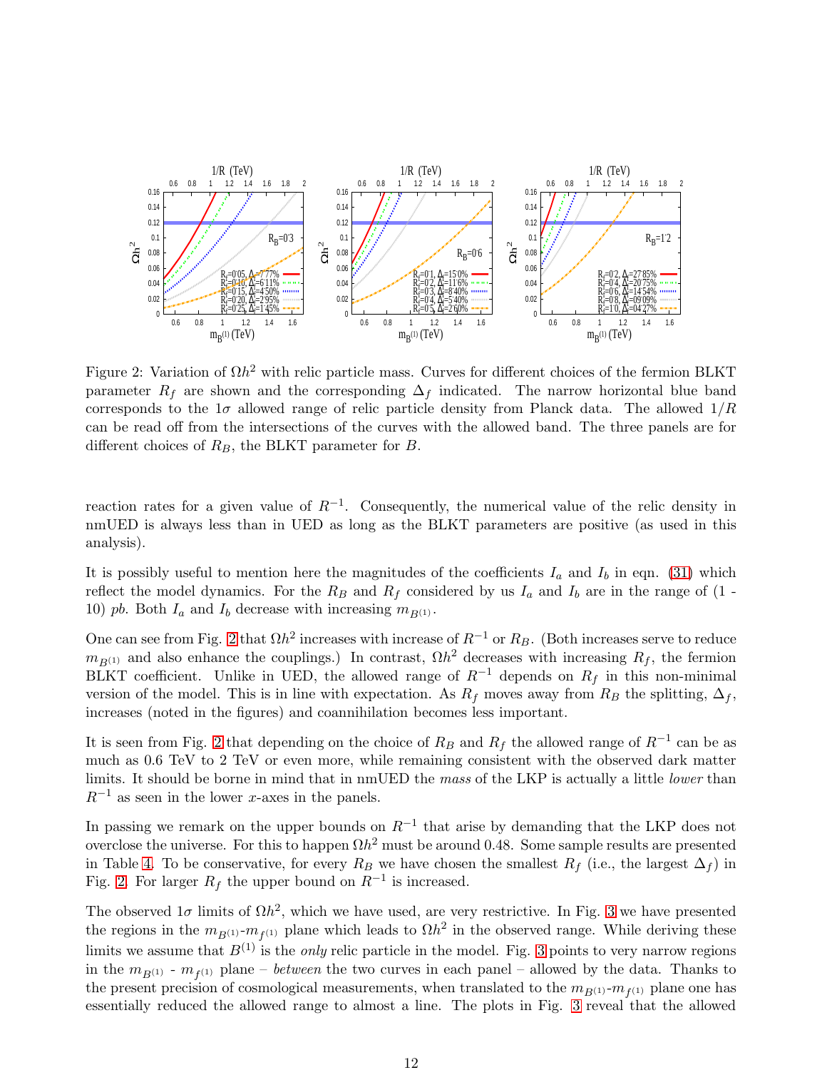Figure 2: Variation of $\Omega h^2$ with relic particle mass. Curves for different choices of the fermion BLKT parameter $R_f$ are shown and the corresponding $\Delta_f$ indicated. The narrow horizontal blue band corresponds to the $1\sigma$ allowed range of relic particle density from Planck data. The allowed $1/R$ can be read off from the intersections of the curves with the allowed band. The three panels are for different choices of $R_B$, the BLKT parameter for $B$.

reaction rates for a given value of $R^{-1}$. Consequently, the numerical value of the relic density in nmUED is always less than in UED as long as the BLKT parameters are positive (as used in this analysis).

It is possibly useful to mention here the magnitudes of the coefficients $I_a$ and $I_b$ in eqn. (31) which reflect the model dynamics. For the $R_B$ and $R_f$ considered by us $I_a$ and $I_b$ are in the range of (1 - 10) *pb*. Both $I_a$ and $I_b$ decrease with increasing $m_{B^{(1)}}$.

One can see from Fig. 2 that $\Omega h^2$ increases with increase of $R^{-1}$ or $R_B$. (Both increases serve to reduce $m_{B^{(1)}}$ and also enhance the couplings.) In contrast, $\Omega h^2$ decreases with increasing $R_f$, the fermion BLKT coefficient. Unlike in UED, the allowed range of $R^{-1}$ depends on $R_f$ in this non-minimal version of the model. This is in line with expectation. As $R_f$ moves away from $R_B$ the splitting, $\Delta_f$, increases (noted in the figures) and coannihilation becomes less important.

It is seen from Fig. 2 that depending on the choice of $R_B$ and $R_f$ the allowed range of $R^{-1}$ can be as much as 0.6 TeV to 2 TeV or even more, while remaining consistent with the observed dark matter limits. It should be borne in mind that in nmUED the *mass* of the LKP is actually a little *lower* than $R^{-1}$ as seen in the lower $x$-axes in the panels.

In passing we remark on the upper bounds on $R^{-1}$ that arise by demanding that the LKP does not overclose the universe. For this to happen $\Omega h^2$ must be around 0.48. Some sample results are presented in Table 4. To be conservative, for every $R_B$ we have chosen the smallest $R_f$ (i.e., the largest $\Delta_f$) in Fig. 2. For larger $R_f$ the upper bound on $R^{-1}$ is increased.

The observed $1\sigma$ limits of $\Omega h^2$, which we have used, are very restrictive. In Fig. 3 we have presented the regions in the $m_{B^{(1)}}$-$m_{f^{(1)}}$ plane which leads to $\Omega h^2$ in the observed range. While deriving these limits we assume that $B^{(1)}$ is the *only* relic particle in the model. Fig. 3 points to very narrow regions in the $m_{B^{(1)}}$ - $m_{f^{(1)}}$ plane – *between* the two curves in each panel – allowed by the data. Thanks to the present precision of cosmological measurements, when translated to the $m_{B^{(1)}}$-$m_{f^{(1)}}$ plane one has essentially reduced the allowed range to almost a line. The plots in Fig. 3 reveal that the allowed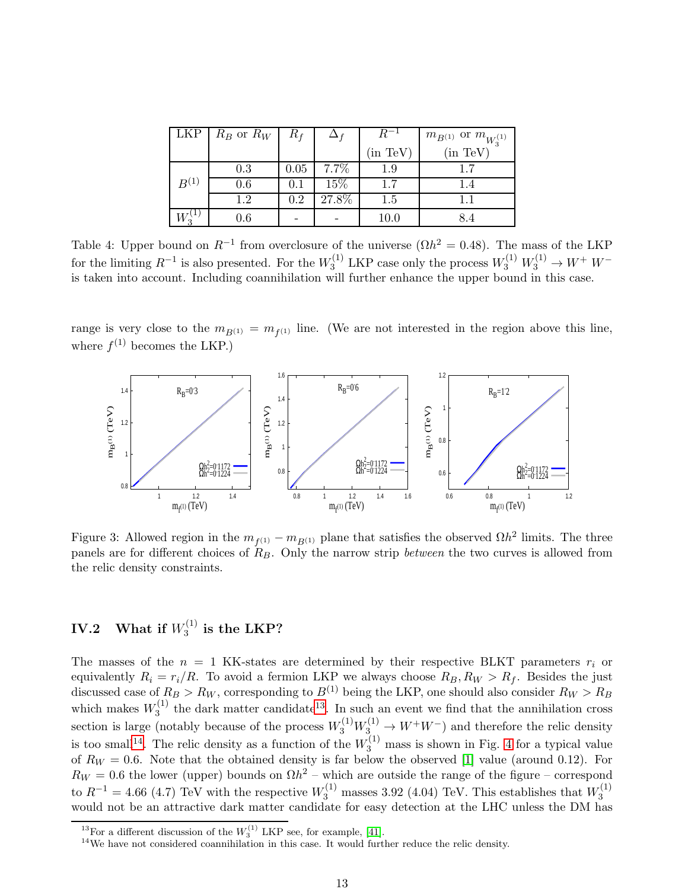| LKP | $R_B$ or $R_W$ | $R_f$ | $\Delta_f$ | $R^{-1}$ (in TeV) | $m_{B^{(1)}}$ or $m_{W_3^{(1)}}$ (in TeV) |
|---|---|---|---|---|---|
| $B^{(1)}$ | 0.3 | 0.05 | 7.7% | 1.9 | 1.7 |
| | 0.6 | 0.1 | 15% | 1.7 | 1.4 |
| | 1.2 | 0.2 | 27.8% | 1.5 | 1.1 |
| $W_3^{(1)}$ | 0.6 | - | - | 10.0 | 8.4 |

Table 4: Upper bound on $R^{-1}$ from overclosure of the universe ($\Omega h^2 = 0.48$). The mass of the LKP for the limiting $R^{-1}$ is also presented. For the $W_3^{(1)}$ LKP case only the process $W_3^{(1)} W_3^{(1)} \to W^+ W^-$ is taken into account. Including coannihilation will further enhance the upper bound in this case.

range is very close to the $m_{B^{(1)}} = m_{f^{(1)}}$ line. (We are not interested in the region above this line, where $f^{(1)}$ becomes the LKP.)

Figure 3: Allowed region in the $m_{f^{(1)}} - m_{B^{(1)}}$ plane that satisfies the observed $\Omega h^2$ limits. The three panels are for different choices of $R_B$. Only the narrow strip *between* the two curves is allowed from the relic density constraints.

## IV.2 What if $W_3^{(1)}$ is the LKP?

The masses of the $n = 1$ KK-states are determined by their respective BLKT parameters $r_i$ or equivalently $R_i = r_i/R$. To avoid a fermion LKP we always choose $R_B, R_W > R_f$. Besides the just discussed case of $R_B > R_W$, corresponding to $B^{(1)}$ being the LKP, one should also consider $R_W > R_B$ which makes $W_3^{(1)}$ the dark matter candidate[13]. In such an event we find that the annihilation cross section is large (notably because of the process $W_3^{(1)} W_3^{(1)} \to W^+ W^-$) and therefore the relic density is too small[14]. The relic density as a function of the $W_3^{(1)}$ mass is shown in Fig. 4 for a typical value of $R_W = 0.6$. Note that the obtained density is far below the observed [1] value (around 0.12). For $R_W = 0.6$ the lower (upper) bounds on $\Omega h^2$ – which are outside the range of the figure – correspond to $R^{-1} = 4.66$ (4.7) TeV with the respective $W_3^{(1)}$ masses 3.92 (4.04) TeV. This establishes that $W_3^{(1)}$ would not be an attractive dark matter candidate for easy detection at the LHC unless the DM has

[13] For a different discussion of the $W_3^{(1)}$ LKP see, for example, [41].

[14] We have not considered coannihilation in this case. It would further reduce the relic density.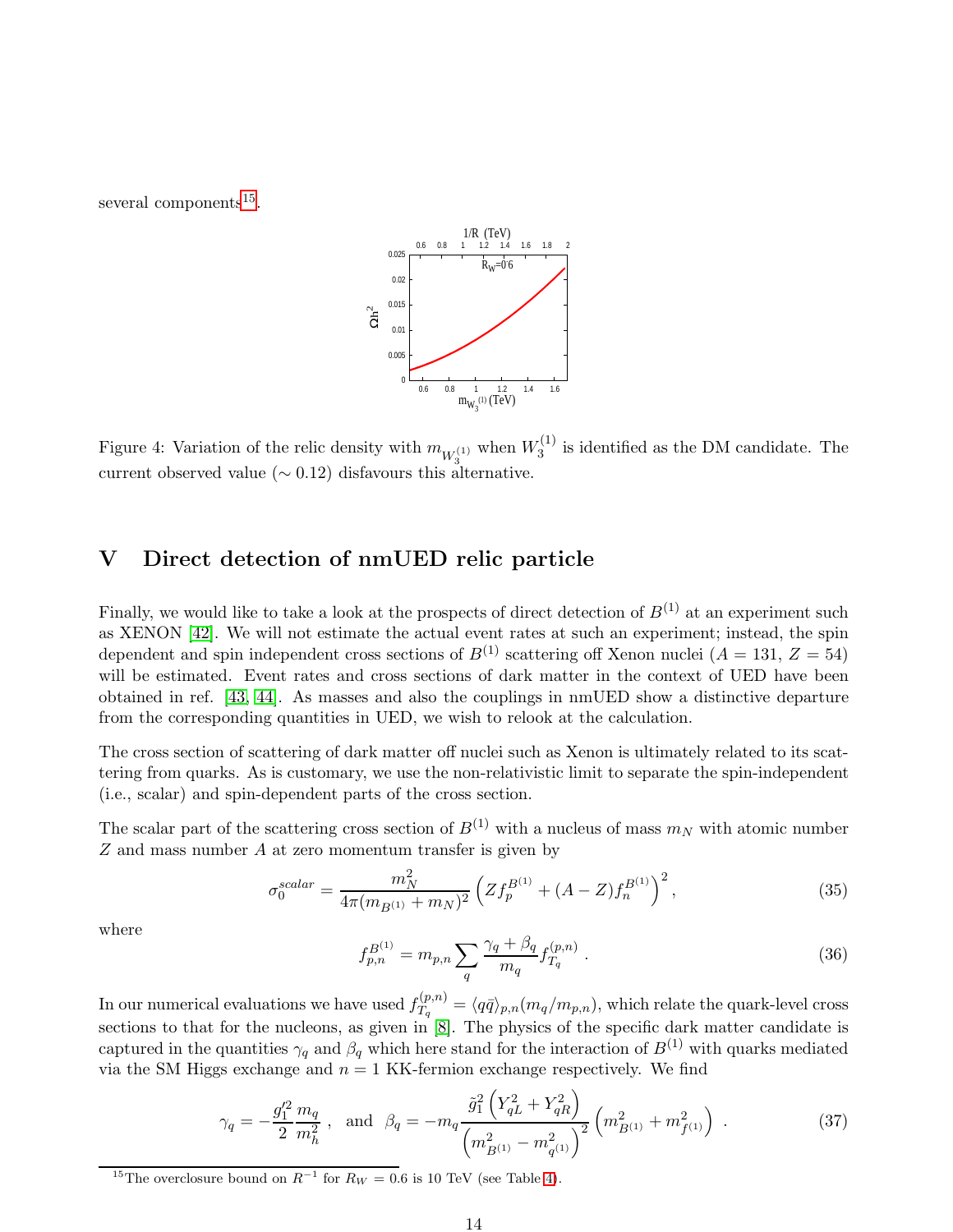several components[15].

Figure 4: Variation of the relic density with $m_{W_3^{(1)}}$ when $W_3^{(1)}$ is identified as the DM candidate. The current observed value ($\sim 0.12$) disfavours this alternative.

## V Direct detection of nmUED relic particle

Finally, we would like to take a look at the prospects of direct detection of $B^{(1)}$ at an experiment such as XENON [42]. We will not estimate the actual event rates at such an experiment; instead, the spin dependent and spin independent cross sections of $B^{(1)}$ scattering off Xenon nuclei ($A = 131$, $Z = 54$) will be estimated. Event rates and cross sections of dark matter in the context of UED have been obtained in ref. [43, 44]. As masses and also the couplings in nmUED show a distinctive departure from the corresponding quantities in UED, we wish to relook at the calculation.

The cross section of scattering of dark matter off nuclei such as Xenon is ultimately related to its scattering from quarks. As is customary, we use the non-relativistic limit to separate the spin-independent (i.e., scalar) and spin-dependent parts of the cross section.

The scalar part of the scattering cross section of $B^{(1)}$ with a nucleus of mass $m_N$ with atomic number $Z$ and mass number $A$ at zero momentum transfer is given by

$$\sigma_0^{scalar} = \frac{m_N^2}{4\pi(m_{B^{(1)}} + m_N)^2}\left(Zf_p^{B^{(1)}} + (A-Z)f_n^{B^{(1)}}\right)^2, \tag{35}$$

where

$$f_{p,n}^{B^{(1)}} = m_{p,n}\sum_q \frac{\gamma_q + \beta_q}{m_q} f_{T_q}^{(p,n)} \ . \tag{36}$$

In our numerical evaluations we have used $f_{T_q}^{(p,n)} = \langle q\bar{q}\rangle_{p,n}(m_q/m_{p,n})$, which relate the quark-level cross sections to that for the nucleons, as given in [8]. The physics of the specific dark matter candidate is captured in the quantities $\gamma_q$ and $\beta_q$ which here stand for the interaction of $B^{(1)}$ with quarks mediated via the SM Higgs exchange and $n = 1$ KK-fermion exchange respectively. We find

$$\gamma_q = -\frac{g_1'^2}{2}\frac{m_q}{m_h^2} \ , \quad \text{and} \quad \beta_q = -m_q \frac{\tilde{g}_1^2\left(Y_{qL}^2 + Y_{qR}^2\right)}{\left(m_{B^{(1)}}^2 - m_{q^{(1)}}^2\right)^2}\left(m_{B^{(1)}}^2 + m_{f^{(1)}}^2\right) \ . \tag{37}$$

[15] The overclosure bound on $R^{-1}$ for $R_W = 0.6$ is 10 TeV (see Table 4).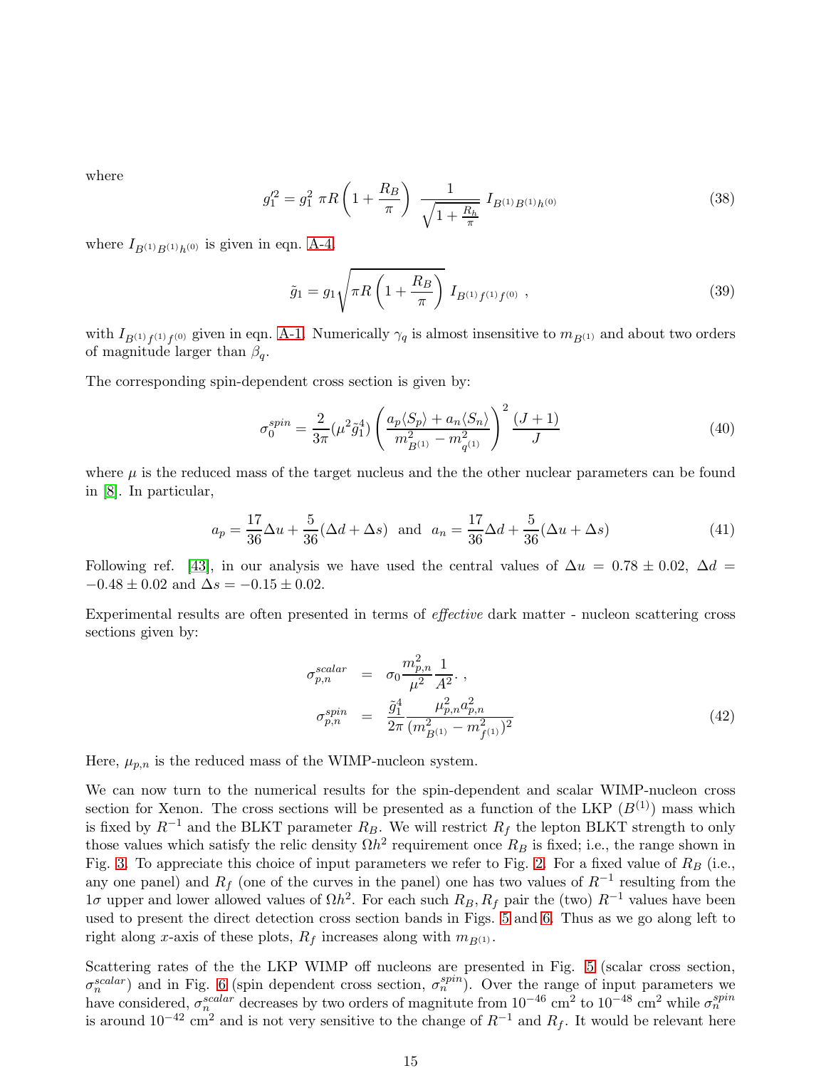where

$$g_1'^2 = g_1^2 \; \pi R \left(1 + \frac{R_B}{\pi}\right) \; \frac{1}{\sqrt{1+\frac{R_h}{\pi}}} \; I_{B^{(1)}B^{(1)}h^{(0)}} \tag{38}$$

where $I_{B^{(1)}B^{(1)}h^{(0)}}$ is given in eqn. A-4.

$$\tilde{g}_1 = g_1 \sqrt{\pi R \left(1 + \frac{R_B}{\pi}\right)} \; I_{B^{(1)}f^{(1)}f^{(0)}} \;, \tag{39}$$

with $I_{B^{(1)}f^{(1)}f^{(0)}}$ given in eqn. A-1. Numerically $\gamma_q$ is almost insensitive to $m_{B^{(1)}}$ and about two orders of magnitude larger than $\beta_q$.

The corresponding spin-dependent cross section is given by:

$$\sigma_0^{spin} = \frac{2}{3\pi}(\mu^2 \tilde{g}_1^4) \left(\frac{a_p \langle S_p\rangle + a_n \langle S_n\rangle}{m_{B^{(1)}}^2 - m_{q^{(1)}}^2}\right)^2 \frac{(J+1)}{J} \tag{40}$$

where $\mu$ is the reduced mass of the target nucleus and the the other nuclear parameters can be found in [8]. In particular,

$$a_p = \frac{17}{36}\Delta u + \frac{5}{36}(\Delta d + \Delta s) \;\; \text{and} \;\; a_n = \frac{17}{36}\Delta d + \frac{5}{36}(\Delta u + \Delta s) \tag{41}$$

Following ref. [43], in our analysis we have used the central values of $\Delta u = 0.78 \pm 0.02$, $\Delta d = -0.48 \pm 0.02$ and $\Delta s = -0.15 \pm 0.02$.

Experimental results are often presented in terms of *effective* dark matter - nucleon scattering cross sections given by:

$$\begin{aligned}
\sigma_{p,n}^{scalar} &= \sigma_0 \frac{m_{p,n}^2}{\mu^2} \frac{1}{A^2}. \;, \\
\sigma_{p,n}^{spin} &= \frac{\tilde{g}_1^4}{2\pi} \frac{\mu_{p,n}^2 a_{p,n}^2}{(m_{B^{(1)}}^2 - m_{f^{(1)}}^2)^2}
\end{aligned} \tag{42}$$

Here, $\mu_{p,n}$ is the reduced mass of the WIMP-nucleon system.

We can now turn to the numerical results for the spin-dependent and scalar WIMP-nucleon cross section for Xenon. The cross sections will be presented as a function of the LKP ($B^{(1)}$) mass which is fixed by $R^{-1}$ and the BLKT parameter $R_B$. We will restrict $R_f$ the lepton BLKT strength to only those values which satisfy the relic density $\Omega h^2$ requirement once $R_B$ is fixed; i.e., the range shown in Fig. 3. To appreciate this choice of input parameters we refer to Fig. 2. For a fixed value of $R_B$ (i.e., any one panel) and $R_f$ (one of the curves in the panel) one has two values of $R^{-1}$ resulting from the $1\sigma$ upper and lower allowed values of $\Omega h^2$. For each such $R_B, R_f$ pair the (two) $R^{-1}$ values have been used to present the direct detection cross section bands in Figs. 5 and 6. Thus as we go along left to right along $x$-axis of these plots, $R_f$ increases along with $m_{B^{(1)}}$.

Scattering rates of the the LKP WIMP off nucleons are presented in Fig. 5 (scalar cross section, $\sigma_n^{scalar}$) and in Fig. 6 (spin dependent cross section, $\sigma_n^{spin}$). Over the range of input parameters we have considered, $\sigma_n^{scalar}$ decreases by two orders of magnitute from $10^{-46}$ cm$^2$ to $10^{-48}$ cm$^2$ while $\sigma_n^{spin}$ is around $10^{-42}$ cm$^2$ and is not very sensitive to the change of $R^{-1}$ and $R_f$. It would be relevant here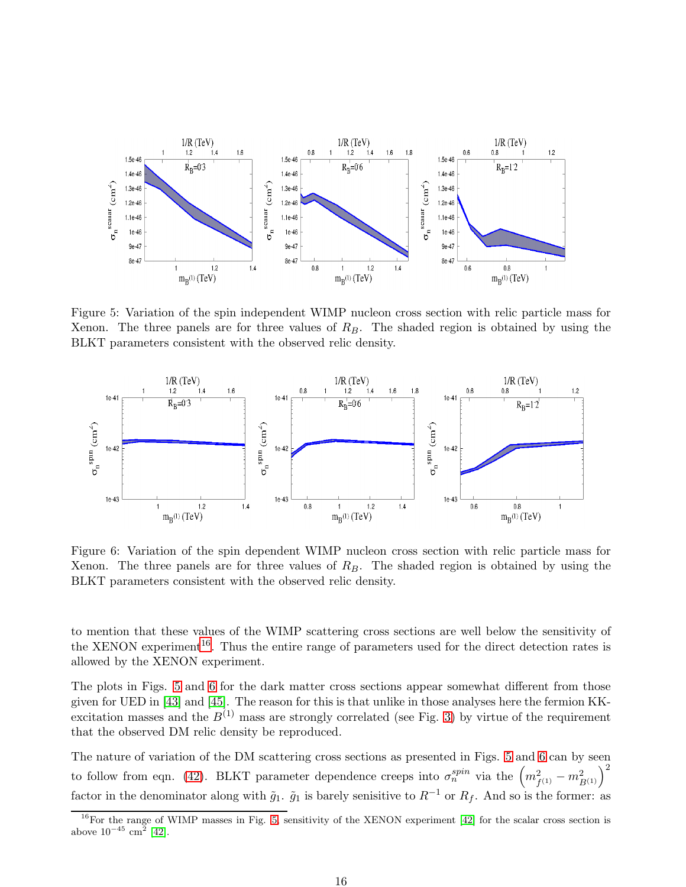Figure 5: Variation of the spin independent WIMP nucleon cross section with relic particle mass for Xenon. The three panels are for three values of $R_B$. The shaded region is obtained by using the BLKT parameters consistent with the observed relic density.

Figure 6: Variation of the spin dependent WIMP nucleon cross section with relic particle mass for Xenon. The three panels are for three values of $R_B$. The shaded region is obtained by using the BLKT parameters consistent with the observed relic density.

to mention that these values of the WIMP scattering cross sections are well below the sensitivity of the XENON experiment[16]. Thus the entire range of parameters used for the direct detection rates is allowed by the XENON experiment.

The plots in Figs. 5 and 6 for the dark matter cross sections appear somewhat different from those given for UED in [43] and [45]. The reason for this is that unlike in those analyses here the fermion KK-excitation masses and the $B^{(1)}$ mass are strongly correlated (see Fig. 3) by virtue of the requirement that the observed DM relic density be reproduced.

The nature of variation of the DM scattering cross sections as presented in Figs. 5 and 6 can by seen to follow from eqn. (42). BLKT parameter dependence creeps into $\sigma_n^{spin}$ via the $\left(m^2_{f^{(1)}} - m^2_{B^{(1)}}\right)^2$ factor in the denominator along with $\tilde{g}_1$. $\tilde{g}_1$ is barely senisitive to $R^{-1}$ or $R_f$. And so is the former: as

[16] For the range of WIMP masses in Fig. 5 sensitivity of the XENON experiment [42] for the scalar cross section is above $10^{-45}$ cm$^2$ [42].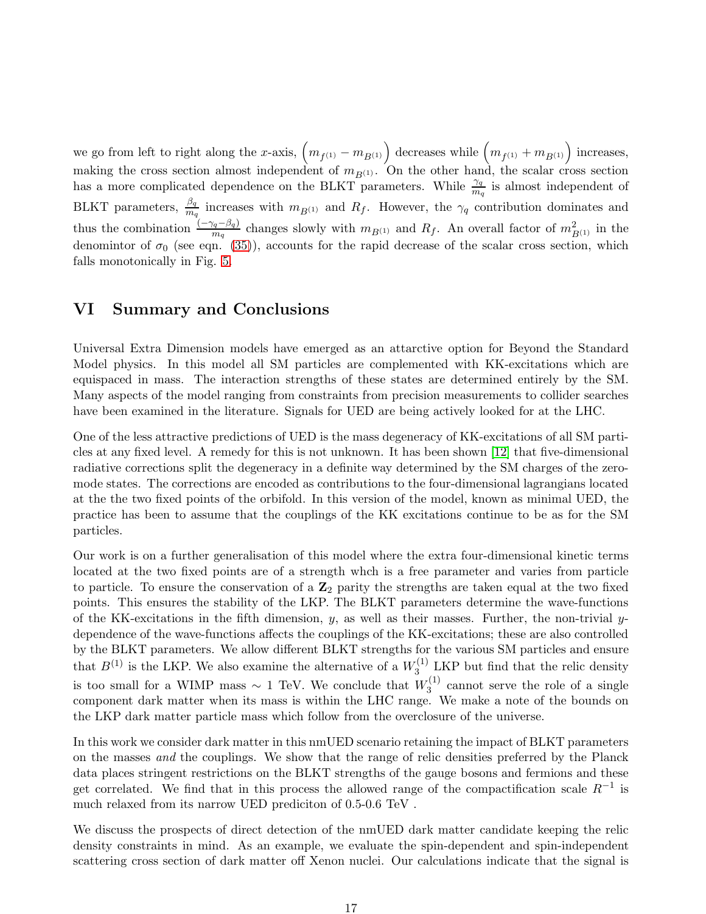we go from left to right along the $x$-axis, $\left(m_{f^{(1)}} - m_{B^{(1)}}\right)$ decreases while $\left(m_{f^{(1)}} + m_{B^{(1)}}\right)$ increases, making the cross section almost independent of $m_{B^{(1)}}$. On the other hand, the scalar cross section has a more complicated dependence on the BLKT parameters. While $\frac{\gamma_q}{m_q}$ is almost independent of BLKT parameters, $\frac{\beta_q}{m_q}$ increases with $m_{B^{(1)}}$ and $R_f$. However, the $\gamma_q$ contribution dominates and thus the combination $\frac{(-\gamma_q - \beta_q)}{m_q}$ changes slowly with $m_{B^{(1)}}$ and $R_f$. An overall factor of $m^2_{B^{(1)}}$ in the denomintor of $\sigma_0$ (see eqn. (35)), accounts for the rapid decrease of the scalar cross section, which falls monotonically in Fig. 5.

# VI Summary and Conclusions

Universal Extra Dimension models have emerged as an attarctive option for Beyond the Standard Model physics. In this model all SM particles are complemented with KK-excitations which are equispaced in mass. The interaction strengths of these states are determined entirely by the SM. Many aspects of the model ranging from constraints from precision measurements to collider searches have been examined in the literature. Signals for UED are being actively looked for at the LHC.

One of the less attractive predictions of UED is the mass degeneracy of KK-excitations of all SM particles at any fixed level. A remedy for this is not unknown. It has been shown [12] that five-dimensional radiative corrections split the degeneracy in a definite way determined by the SM charges of the zero-mode states. The corrections are encoded as contributions to the four-dimensional lagrangians located at the the two fixed points of the orbifold. In this version of the model, known as minimal UED, the practice has been to assume that the couplings of the KK excitations continue to be as for the SM particles.

Our work is on a further generalisation of this model where the extra four-dimensional kinetic terms located at the two fixed points are of a strength whch is a free parameter and varies from particle to particle. To ensure the conservation of a $\mathbf{Z}_2$ parity the strengths are taken equal at the two fixed points. This ensures the stability of the LKP. The BLKT parameters determine the wave-functions of the KK-excitations in the fifth dimension, $y$, as well as their masses. Further, the non-trivial $y$-dependence of the wave-functions affects the couplings of the KK-excitations; these are also controlled by the BLKT parameters. We allow different BLKT strengths for the various SM particles and ensure that $B^{(1)}$ is the LKP. We also examine the alternative of a $W_3^{(1)}$ LKP but find that the relic density is too small for a WIMP mass $\sim 1$ TeV. We conclude that $W_3^{(1)}$ cannot serve the role of a single component dark matter when its mass is within the LHC range. We make a note of the bounds on the LKP dark matter particle mass which follow from the overclosure of the universe.

In this work we consider dark matter in this nmUED scenario retaining the impact of BLKT parameters on the masses *and* the couplings. We show that the range of relic densities preferred by the Planck data places stringent restrictions on the BLKT strengths of the gauge bosons and fermions and these get correlated. We find that in this process the allowed range of the compactification scale $R^{-1}$ is much relaxed from its narrow UED prediciton of 0.5-0.6 TeV .

We discuss the prospects of direct detection of the nmUED dark matter candidate keeping the relic density constraints in mind. As an example, we evaluate the spin-dependent and spin-independent scattering cross section of dark matter off Xenon nuclei. Our calculations indicate that the signal is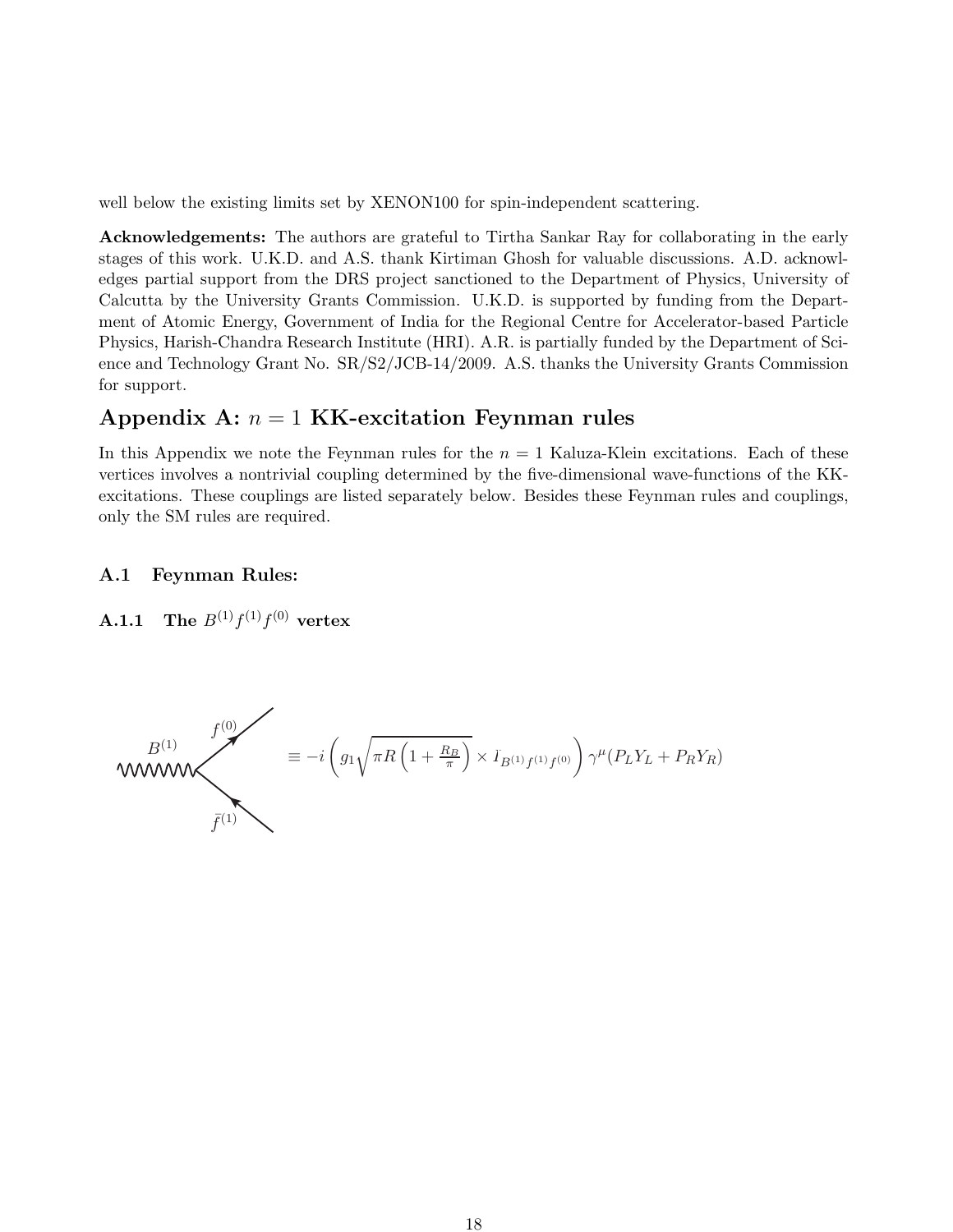well below the existing limits set by XENON100 for spin-independent scattering.

**Acknowledgements:** The authors are grateful to Tirtha Sankar Ray for collaborating in the early stages of this work. U.K.D. and A.S. thank Kirtiman Ghosh for valuable discussions. A.D. acknowledges partial support from the DRS project sanctioned to the Department of Physics, University of Calcutta by the University Grants Commission. U.K.D. is supported by funding from the Department of Atomic Energy, Government of India for the Regional Centre for Accelerator-based Particle Physics, Harish-Chandra Research Institute (HRI). A.R. is partially funded by the Department of Science and Technology Grant No. SR/S2/JCB-14/2009. A.S. thanks the University Grants Commission for support.

# Appendix A: $n = 1$ KK-excitation Feynman rules

In this Appendix we note the Feynman rules for the $n = 1$ Kaluza-Klein excitations. Each of these vertices involves a nontrivial coupling determined by the five-dimensional wave-functions of the KK-excitations. These couplings are listed separately below. Besides these Feynman rules and couplings, only the SM rules are required.

### A.1 Feynman Rules:

#### A.1.1 The $B^{(1)} f^{(1)} f^{(0)}$ vertex

$B^{(1)}$, $f^{(0)}$, $\bar{f}^{(1)}$

$$\equiv -i \left( g_1 \sqrt{\pi R \left(1 + \frac{R_B}{\pi}\right)} \times I_{B^{(1)} f^{(1)} f^{(0)}} \right) \gamma^\mu (P_L Y_L + P_R Y_R)$$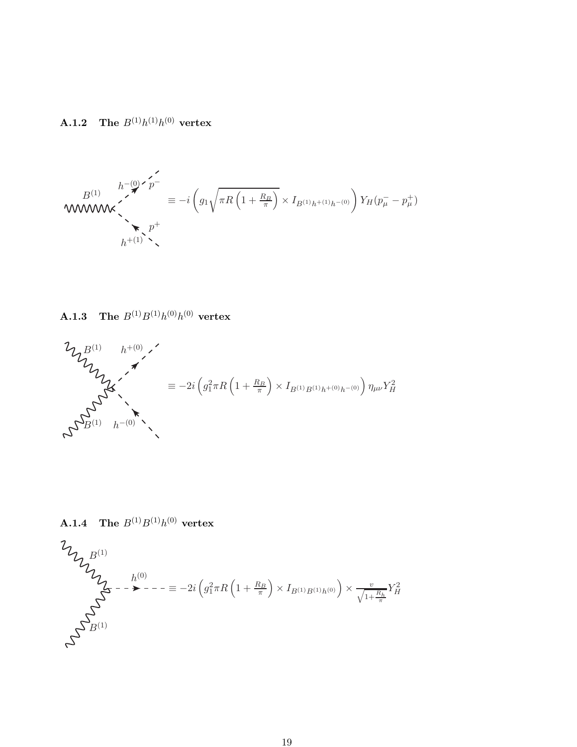### A.1.2 The $B^{(1)}h^{(1)}h^{(0)}$ vertex

$B^{(1)}$, $h^{-(0)}$, $p^-$, $p^+$, $h^{+(1)}$

$$\equiv -i\left(g_1\sqrt{\pi R\left(1+\frac{R_B}{\pi}\right)} \times I_{B^{(1)}h^{+(1)}h^{-(0)}}\right) Y_H(p^-_\mu - p^+_\mu)$$

### A.1.3 The $B^{(1)}B^{(1)}h^{(0)}h^{(0)}$ vertex

$B^{(1)}$, $h^{+(0)}$, $B^{(1)}$, $h^{-(0)}$

$$\equiv -2i\left(g_1^2\pi R\left(1+\frac{R_B}{\pi}\right) \times I_{B^{(1)}B^{(1)}h^{+(0)}h^{-(0)}}\right)\eta_{\mu\nu}Y_H^2$$

### A.1.4 The $B^{(1)}B^{(1)}h^{(0)}$ vertex

$B^{(1)}$, $h^{(0)}$, $B^{(1)}$

$$\equiv -2i\left(g_1^2\pi R\left(1+\frac{R_B}{\pi}\right) \times I_{B^{(1)}B^{(1)}h^{(0)}}\right) \times \frac{v}{\sqrt{1+\frac{R_h}{\pi}}}Y_H^2$$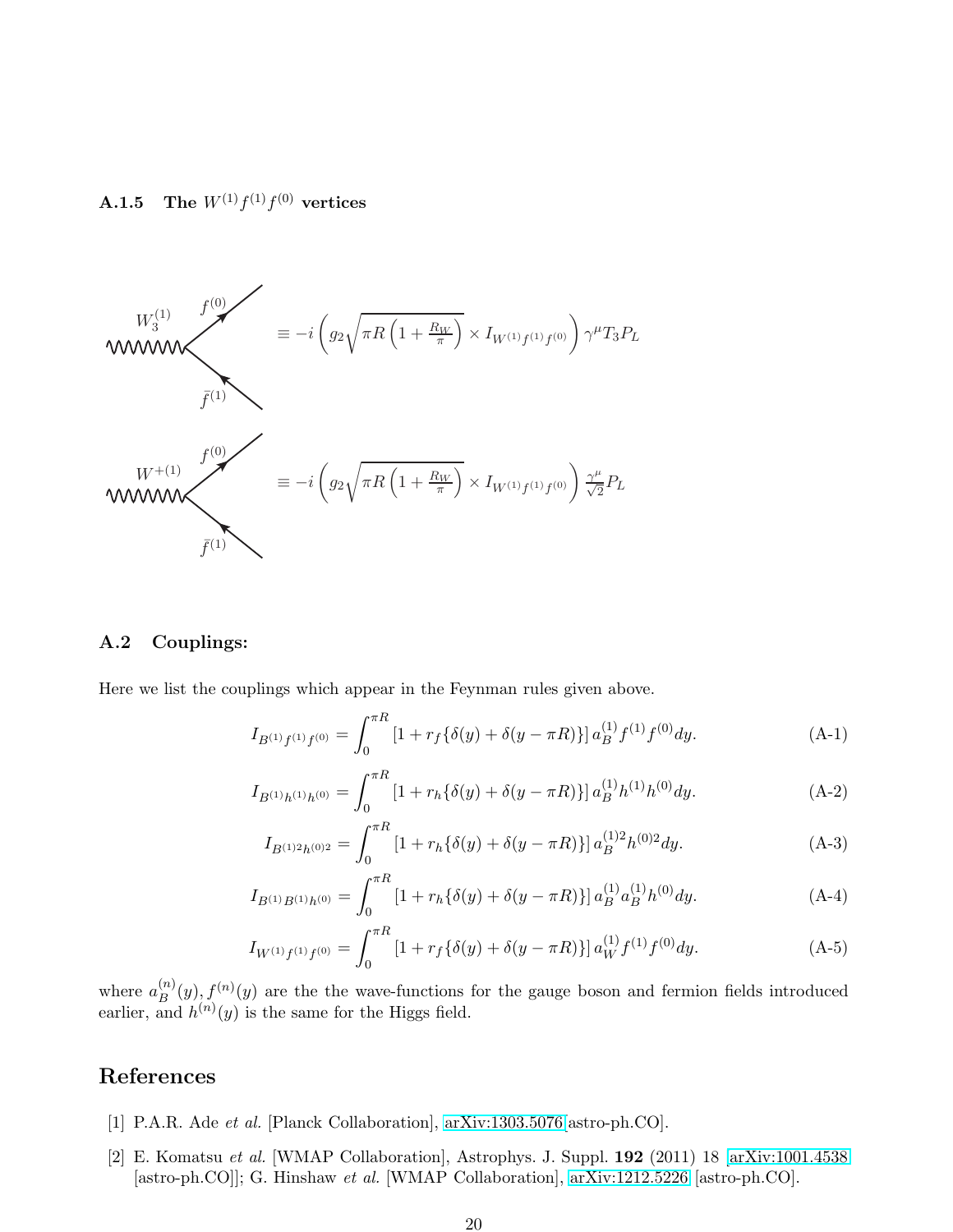### A.1.5 The $W^{(1)}f^{(1)}f^{(0)}$ vertices

$W_3^{(1)}$ — $f^{(0)}$, $\bar{f}^{(1)}$

$$\equiv -i\left(g_2\sqrt{\pi R\left(1+\frac{R_W}{\pi}\right)}\times I_{W^{(1)}f^{(1)}f^{(0)}}\right)\gamma^\mu T_3 P_L$$

$W^{+(1)}$ — $f^{(0)}$, $\bar{f}^{(1)}$

$$\equiv -i\left(g_2\sqrt{\pi R\left(1+\frac{R_W}{\pi}\right)}\times I_{W^{(1)}f^{(1)}f^{(0)}}\right)\frac{\gamma^\mu}{\sqrt{2}}P_L$$

## A.2 Couplings:

Here we list the couplings which appear in the Feynman rules given above.

$$I_{B^{(1)}f^{(1)}f^{(0)}} = \int_0^{\pi R}\left[1 + r_f\{\delta(y)+\delta(y-\pi R)\}\right] a_B^{(1)} f^{(1)} f^{(0)} dy. \tag{A-1}$$

$$I_{B^{(1)}h^{(1)}h^{(0)}} = \int_0^{\pi R}\left[1 + r_h\{\delta(y)+\delta(y-\pi R)\}\right] a_B^{(1)} h^{(1)} h^{(0)} dy. \tag{A-2}$$

$$I_{B^{(1)2}h^{(0)2}} = \int_0^{\pi R}\left[1 + r_h\{\delta(y)+\delta(y-\pi R)\}\right] a_B^{(1)2} h^{(0)2} dy. \tag{A-3}$$

$$I_{B^{(1)}B^{(1)}h^{(0)}} = \int_0^{\pi R}\left[1 + r_h\{\delta(y)+\delta(y-\pi R)\}\right] a_B^{(1)} a_B^{(1)} h^{(0)} dy. \tag{A-4}$$

$$I_{W^{(1)}f^{(1)}f^{(0)}} = \int_0^{\pi R}\left[1 + r_f\{\delta(y)+\delta(y-\pi R)\}\right] a_W^{(1)} f^{(1)} f^{(0)} dy. \tag{A-5}$$

where $a_B^{(n)}(y), f^{(n)}(y)$ are the the wave-functions for the gauge boson and fermion fields introduced earlier, and $h^{(n)}(y)$ is the same for the Higgs field.

# References

[1] P.A.R. Ade *et al.* [Planck Collaboration], arXiv:1303.5076[astro-ph.CO].

[2] E. Komatsu *et al.* [WMAP Collaboration], Astrophys. J. Suppl. **192** (2011) 18 [arXiv:1001.4538 [astro-ph.CO]]; G. Hinshaw *et al.* [WMAP Collaboration], arXiv:1212.5226 [astro-ph.CO].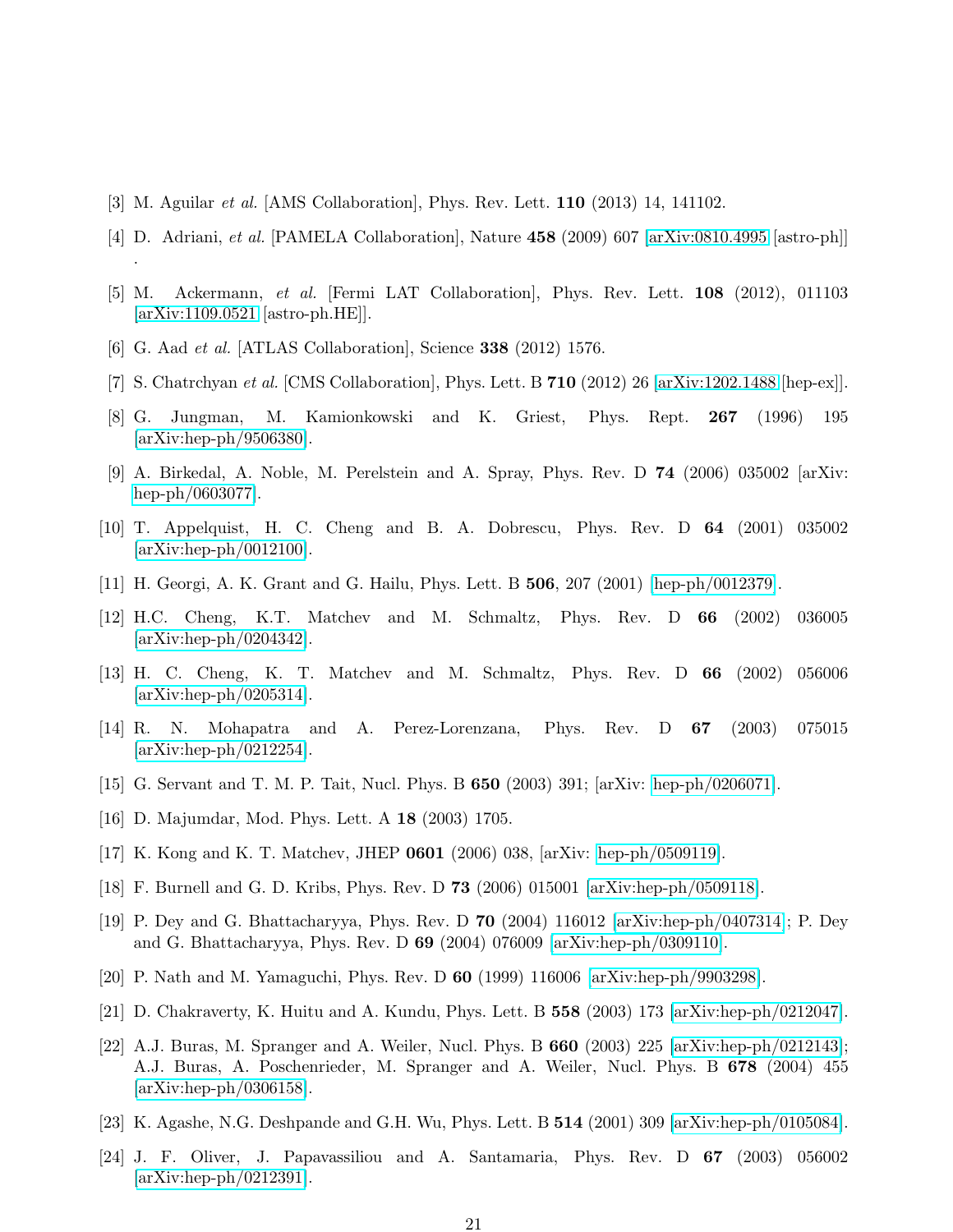[3] M. Aguilar *et al.* [AMS Collaboration], Phys. Rev. Lett. **110** (2013) 14, 141102.

[4] D. Adriani, *et al.* [PAMELA Collaboration], Nature **458** (2009) 607 [arXiv:0810.4995 [astro-ph]] .

[5] M. Ackermann, *et al.* [Fermi LAT Collaboration], Phys. Rev. Lett. **108** (2012), 011103 [arXiv:1109.0521 [astro-ph.HE]].

[6] G. Aad *et al.* [ATLAS Collaboration], Science **338** (2012) 1576.

[7] S. Chatrchyan *et al.* [CMS Collaboration], Phys. Lett. B **710** (2012) 26 [arXiv:1202.1488 [hep-ex]].

[8] G. Jungman, M. Kamionkowski and K. Griest, Phys. Rept. **267** (1996) 195 [arXiv:hep-ph/9506380].

[9] A. Birkedal, A. Noble, M. Perelstein and A. Spray, Phys. Rev. D **74** (2006) 035002 [arXiv: hep-ph/0603077].

[10] T. Appelquist, H. C. Cheng and B. A. Dobrescu, Phys. Rev. D **64** (2001) 035002 [arXiv:hep-ph/0012100].

[11] H. Georgi, A. K. Grant and G. Hailu, Phys. Lett. B **506**, 207 (2001) [hep-ph/0012379].

[12] H.C. Cheng, K.T. Matchev and M. Schmaltz, Phys. Rev. D **66** (2002) 036005 [arXiv:hep-ph/0204342].

[13] H. C. Cheng, K. T. Matchev and M. Schmaltz, Phys. Rev. D **66** (2002) 056006 [arXiv:hep-ph/0205314].

[14] R. N. Mohapatra and A. Perez-Lorenzana, Phys. Rev. D **67** (2003) 075015 [arXiv:hep-ph/0212254].

[15] G. Servant and T. M. P. Tait, Nucl. Phys. B **650** (2003) 391; [arXiv: hep-ph/0206071].

[16] D. Majumdar, Mod. Phys. Lett. A **18** (2003) 1705.

[17] K. Kong and K. T. Matchev, JHEP **0601** (2006) 038, [arXiv: hep-ph/0509119].

[18] F. Burnell and G. D. Kribs, Phys. Rev. D **73** (2006) 015001 [arXiv:hep-ph/0509118].

[19] P. Dey and G. Bhattacharyya, Phys. Rev. D **70** (2004) 116012 [arXiv:hep-ph/0407314]; P. Dey and G. Bhattacharyya, Phys. Rev. D **69** (2004) 076009 [arXiv:hep-ph/0309110].

[20] P. Nath and M. Yamaguchi, Phys. Rev. D **60** (1999) 116006 [arXiv:hep-ph/9903298].

[21] D. Chakraverty, K. Huitu and A. Kundu, Phys. Lett. B **558** (2003) 173 [arXiv:hep-ph/0212047].

[22] A.J. Buras, M. Spranger and A. Weiler, Nucl. Phys. B **660** (2003) 225 [arXiv:hep-ph/0212143]; A.J. Buras, A. Poschenrieder, M. Spranger and A. Weiler, Nucl. Phys. B **678** (2004) 455 [arXiv:hep-ph/0306158].

[23] K. Agashe, N.G. Deshpande and G.H. Wu, Phys. Lett. B **514** (2001) 309 [arXiv:hep-ph/0105084].

[24] J. F. Oliver, J. Papavassiliou and A. Santamaria, Phys. Rev. D **67** (2003) 056002 [arXiv:hep-ph/0212391].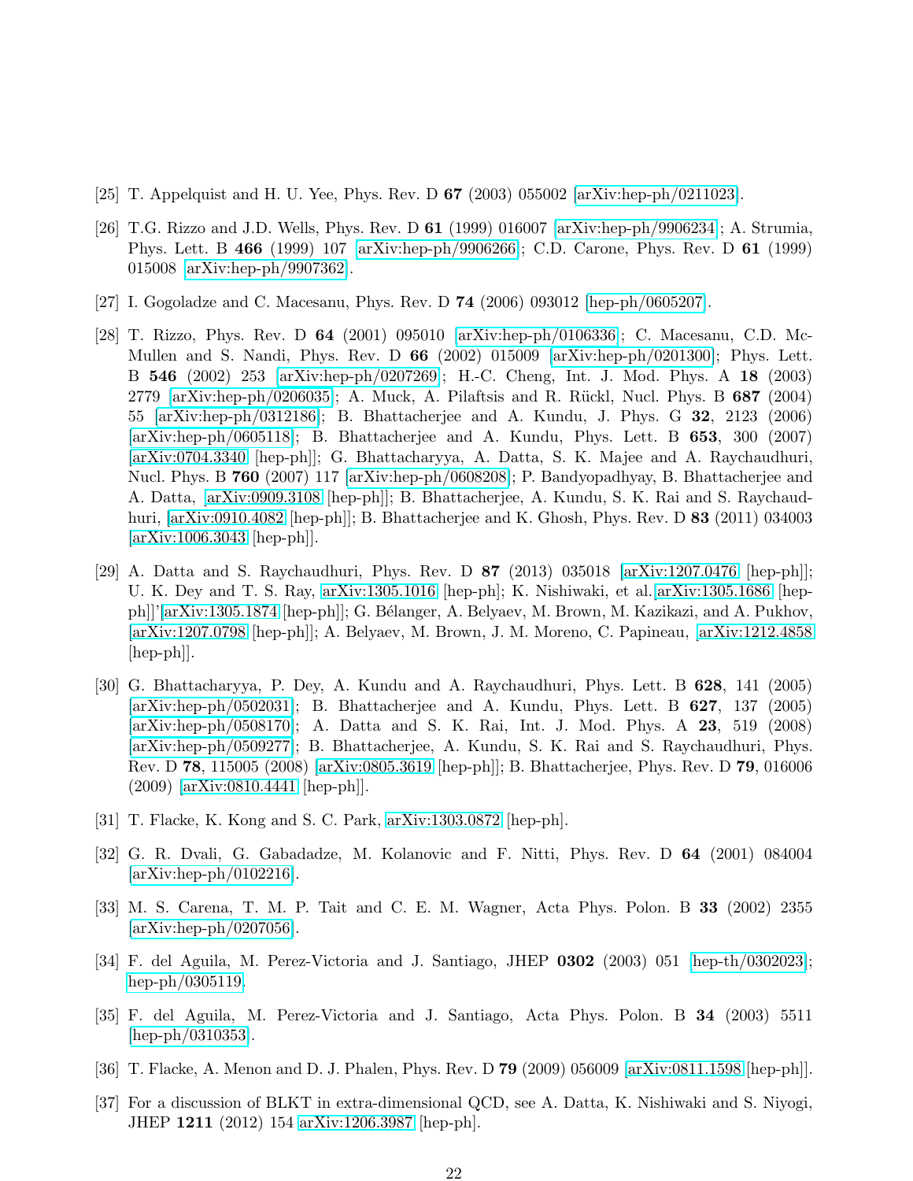[25] T. Appelquist and H. U. Yee, Phys. Rev. D **67** (2003) 055002 [arXiv:hep-ph/0211023].

[26] T.G. Rizzo and J.D. Wells, Phys. Rev. D **61** (1999) 016007 [arXiv:hep-ph/9906234]; A. Strumia, Phys. Lett. B **466** (1999) 107 [arXiv:hep-ph/9906266]; C.D. Carone, Phys. Rev. D **61** (1999) 015008 [arXiv:hep-ph/9907362].

[27] I. Gogoladze and C. Macesanu, Phys. Rev. D **74** (2006) 093012 [hep-ph/0605207].

[28] T. Rizzo, Phys. Rev. D **64** (2001) 095010 [arXiv:hep-ph/0106336]; C. Macesanu, C.D. McMullen and S. Nandi, Phys. Rev. D **66** (2002) 015009 [arXiv:hep-ph/0201300]; Phys. Lett. B **546** (2002) 253 [arXiv:hep-ph/0207269]; H.-C. Cheng, Int. J. Mod. Phys. A **18** (2003) 2779 [arXiv:hep-ph/0206035]; A. Muck, A. Pilaftsis and R. Rückl, Nucl. Phys. B **687** (2004) 55 [arXiv:hep-ph/0312186]; B. Bhattacherjee and A. Kundu, J. Phys. G **32**, 2123 (2006) [arXiv:hep-ph/0605118]; B. Bhattacherjee and A. Kundu, Phys. Lett. B **653**, 300 (2007) [arXiv:0704.3340 [hep-ph]]; G. Bhattacharyya, A. Datta, S. K. Majee and A. Raychaudhuri, Nucl. Phys. B **760** (2007) 117 [arXiv:hep-ph/0608208]; P. Bandyopadhyay, B. Bhattacherjee and A. Datta, [arXiv:0909.3108 [hep-ph]]; B. Bhattacherjee, A. Kundu, S. K. Rai and S. Raychaudhuri, [arXiv:0910.4082 [hep-ph]]; B. Bhattacherjee and K. Ghosh, Phys. Rev. D **83** (2011) 034003 [arXiv:1006.3043 [hep-ph]].

[29] A. Datta and S. Raychaudhuri, Phys. Rev. D **87** (2013) 035018 [arXiv:1207.0476 [hep-ph]]; U. K. Dey and T. S. Ray, arXiv:1305.1016 [hep-ph]; K. Nishiwaki, et al.[arXiv:1305.1686 [hep-ph]]'[arXiv:1305.1874 [hep-ph]]; G. Bélanger, A. Belyaev, M. Brown, M. Kazikazi, and A. Pukhov, [arXiv:1207.0798 [hep-ph]]; A. Belyaev, M. Brown, J. M. Moreno, C. Papineau, [arXiv:1212.4858 [hep-ph]].

[30] G. Bhattacharyya, P. Dey, A. Kundu and A. Raychaudhuri, Phys. Lett. B **628**, 141 (2005) [arXiv:hep-ph/0502031]; B. Bhattacherjee and A. Kundu, Phys. Lett. B **627**, 137 (2005) [arXiv:hep-ph/0508170]; A. Datta and S. K. Rai, Int. J. Mod. Phys. A **23**, 519 (2008) [arXiv:hep-ph/0509277]; B. Bhattacherjee, A. Kundu, S. K. Rai and S. Raychaudhuri, Phys. Rev. D **78**, 115005 (2008) [arXiv:0805.3619 [hep-ph]]; B. Bhattacherjee, Phys. Rev. D **79**, 016006 (2009) [arXiv:0810.4441 [hep-ph]].

[31] T. Flacke, K. Kong and S. C. Park, arXiv:1303.0872 [hep-ph].

[32] G. R. Dvali, G. Gabadadze, M. Kolanovic and F. Nitti, Phys. Rev. D **64** (2001) 084004 [arXiv:hep-ph/0102216].

[33] M. S. Carena, T. M. P. Tait and C. E. M. Wagner, Acta Phys. Polon. B **33** (2002) 2355 [arXiv:hep-ph/0207056].

[34] F. del Aguila, M. Perez-Victoria and J. Santiago, JHEP **0302** (2003) 051 [hep-th/0302023]; hep-ph/0305119.

[35] F. del Aguila, M. Perez-Victoria and J. Santiago, Acta Phys. Polon. B **34** (2003) 5511 [hep-ph/0310353].

[36] T. Flacke, A. Menon and D. J. Phalen, Phys. Rev. D **79** (2009) 056009 [arXiv:0811.1598 [hep-ph]].

[37] For a discussion of BLKT in extra-dimensional QCD, see A. Datta, K. Nishiwaki and S. Niyogi, JHEP **1211** (2012) 154 arXiv:1206.3987 [hep-ph].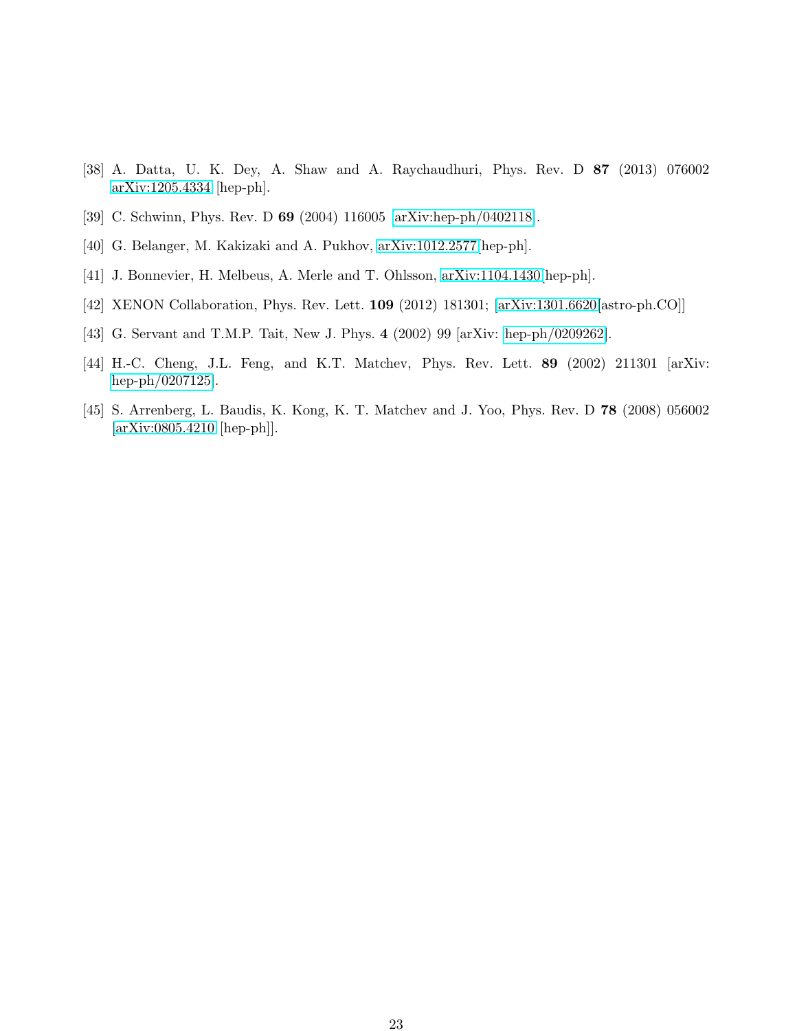[38] A. Datta, U. K. Dey, A. Shaw and A. Raychaudhuri, Phys. Rev. D **87** (2013) 076002 arXiv:1205.4334 [hep-ph].

[39] C. Schwinn, Phys. Rev. D **69** (2004) 116005 [arXiv:hep-ph/0402118].

[40] G. Belanger, M. Kakizaki and A. Pukhov, arXiv:1012.2577[hep-ph].

[41] J. Bonnevier, H. Melbeus, A. Merle and T. Ohlsson, arXiv:1104.1430[hep-ph].

[42] XENON Collaboration, Phys. Rev. Lett. **109** (2012) 181301; [arXiv:1301.6620[astro-ph.CO]]

[43] G. Servant and T.M.P. Tait, New J. Phys. **4** (2002) 99 [arXiv: hep-ph/0209262].

[44] H.-C. Cheng, J.L. Feng, and K.T. Matchev, Phys. Rev. Lett. **89** (2002) 211301 [arXiv: hep-ph/0207125].

[45] S. Arrenberg, L. Baudis, K. Kong, K. T. Matchev and J. Yoo, Phys. Rev. D **78** (2008) 056002 [arXiv:0805.4210 [hep-ph]].